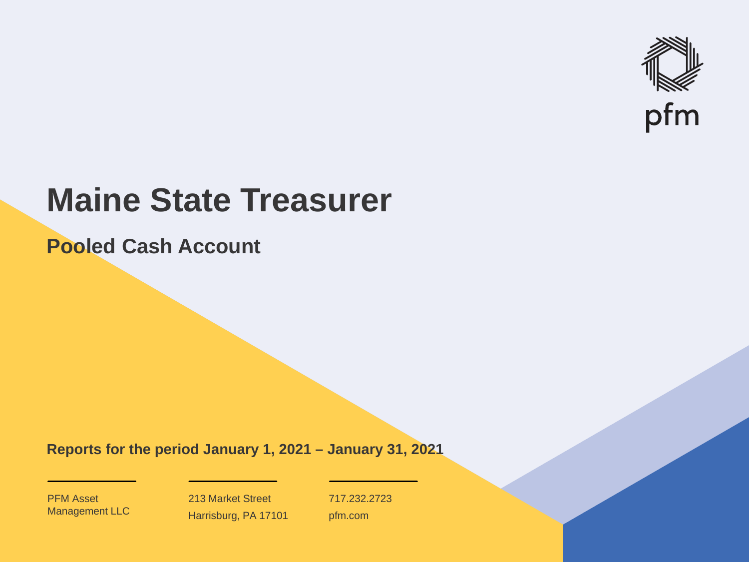pfm

# Maine State Treasurer

## Pooled Cash Account

**Reports for the period January 1, 2021 – January 31, 2021**

PFM Asset Management LLC

213 Market Street
Harrisburg, PA 17101

717.232.2723
pfm.com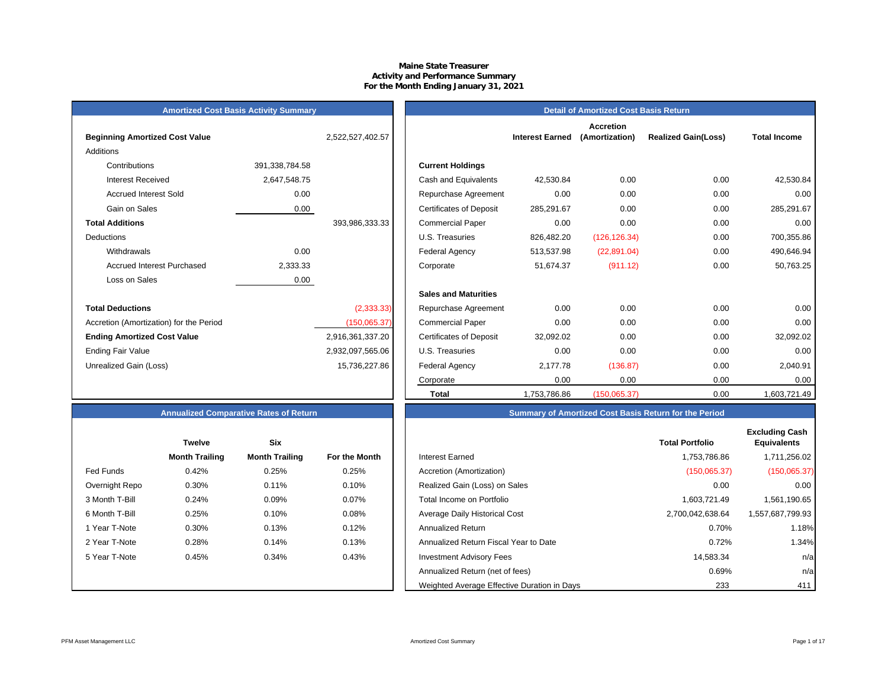# Maine State Treasurer
## Activity and Performance Summary
### For the Month Ending January 31, 2021

## Amortized Cost Basis Activity Summary

| | | |
|---|---|---|
| **Beginning Amortized Cost Value** | | 2,522,527,402.57 |
| Additions | | |
| Contributions | 391,338,784.58 | |
| Interest Received | 2,647,548.75 | |
| Accrued Interest Sold | 0.00 | |
| Gain on Sales | 0.00 | |
| **Total Additions** | | 393,986,333.33 |
| Deductions | | |
| Withdrawals | 0.00 | |
| Accrued Interest Purchased | 2,333.33 | |
| Loss on Sales | 0.00 | |
| **Total Deductions** | | (2,333.33) |
| Accretion (Amortization) for the Period | | (150,065.37) |
| **Ending Amortized Cost Value** | | 2,916,361,337.20 |
| Ending Fair Value | | 2,932,097,565.06 |
| Unrealized Gain (Loss) | | 15,736,227.86 |

## Detail of Amortized Cost Basis Return

| | Interest Earned | Accretion (Amortization) | Realized Gain(Loss) | Total Income |
|---|---|---|---|---|
| **Current Holdings** | | | | |
| Cash and Equivalents | 42,530.84 | 0.00 | 0.00 | 42,530.84 |
| Repurchase Agreement | 0.00 | 0.00 | 0.00 | 0.00 |
| Certificates of Deposit | 285,291.67 | 0.00 | 0.00 | 285,291.67 |
| Commercial Paper | 0.00 | 0.00 | 0.00 | 0.00 |
| U.S. Treasuries | 826,482.20 | (126,126.34) | 0.00 | 700,355.86 |
| Federal Agency | 513,537.98 | (22,891.04) | 0.00 | 490,646.94 |
| Corporate | 51,674.37 | (911.12) | 0.00 | 50,763.25 |
| **Sales and Maturities** | | | | |
| Repurchase Agreement | 0.00 | 0.00 | 0.00 | 0.00 |
| Commercial Paper | 0.00 | 0.00 | 0.00 | 0.00 |
| Certificates of Deposit | 32,092.02 | 0.00 | 0.00 | 32,092.02 |
| U.S. Treasuries | 0.00 | 0.00 | 0.00 | 0.00 |
| Federal Agency | 2,177.78 | (136.87) | 0.00 | 2,040.91 |
| Corporate | 0.00 | 0.00 | 0.00 | 0.00 |
| **Total** | 1,753,786.86 | (150,065.37) | 0.00 | 1,603,721.49 |

## Annualized Comparative Rates of Return

| | Twelve Month Trailing | Six Month Trailing | For the Month |
|---|---|---|---|
| Fed Funds | 0.42% | 0.25% | 0.25% |
| Overnight Repo | 0.30% | 0.11% | 0.10% |
| 3 Month T-Bill | 0.24% | 0.09% | 0.07% |
| 6 Month T-Bill | 0.25% | 0.10% | 0.08% |
| 1 Year T-Note | 0.30% | 0.13% | 0.12% |
| 2 Year T-Note | 0.28% | 0.14% | 0.13% |
| 5 Year T-Note | 0.45% | 0.34% | 0.43% |

## Summary of Amortized Cost Basis Return for the Period

| | Total Portfolio | Excluding Cash Equivalents |
|---|---|---|
| Interest Earned | 1,753,786.86 | 1,711,256.02 |
| Accretion (Amortization) | (150,065.37) | (150,065.37) |
| Realized Gain (Loss) on Sales | 0.00 | 0.00 |
| Total Income on Portfolio | 1,603,721.49 | 1,561,190.65 |
| Average Daily Historical Cost | 2,700,042,638.64 | 1,557,687,799.93 |
| Annualized Return | 0.70% | 1.18% |
| Annualized Return Fiscal Year to Date | 0.72% | 1.34% |
| Investment Advisory Fees | 14,583.34 | n/a |
| Annualized Return (net of fees) | 0.69% | n/a |
| Weighted Average Effective Duration in Days | 233 | 411 |

PFM Asset Management LLC — Amortized Cost Summary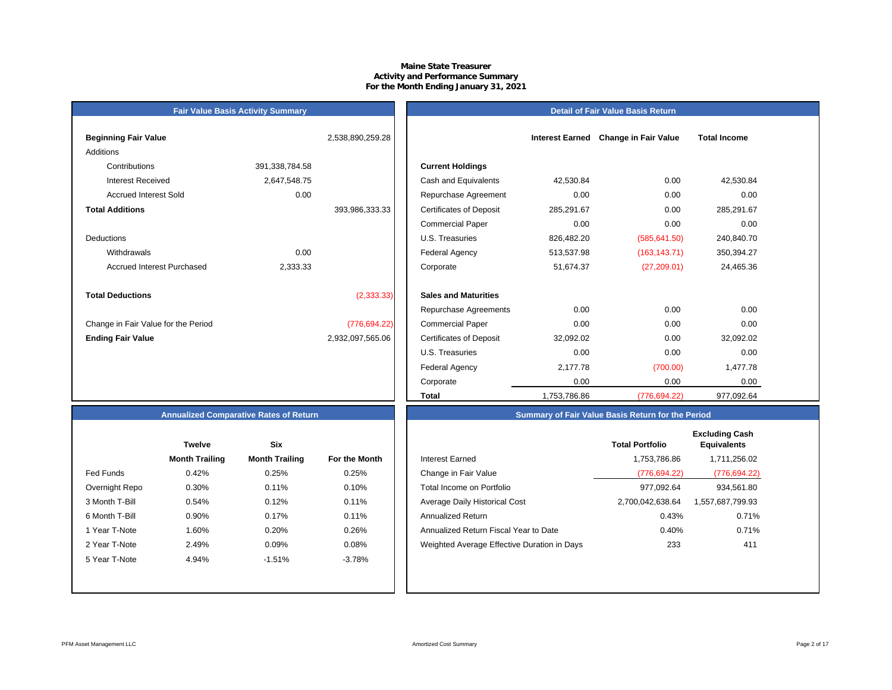# Maine State Treasurer
## Activity and Performance Summary
### For the Month Ending January 31, 2021

## Fair Value Basis Activity Summary

| | | |
|---|---|---|
| **Beginning Fair Value** | | 2,538,890,259.28 |
| Additions | | |
| Contributions | 391,338,784.58 | |
| Interest Received | 2,647,548.75 | |
| Accrued Interest Sold | 0.00 | |
| **Total Additions** | | 393,986,333.33 |
| Deductions | | |
| Withdrawals | 0.00 | |
| Accrued Interest Purchased | 2,333.33 | |
| **Total Deductions** | | (2,333.33) |
| Change in Fair Value for the Period | | (776,694.22) |
| **Ending Fair Value** | | 2,932,097,565.06 |

## Detail of Fair Value Basis Return

| | Interest Earned | Change in Fair Value | Total Income |
|---|---|---|---|
| **Current Holdings** | | | |
| Cash and Equivalents | 42,530.84 | 0.00 | 42,530.84 |
| Repurchase Agreement | 0.00 | 0.00 | 0.00 |
| Certificates of Deposit | 285,291.67 | 0.00 | 285,291.67 |
| Commercial Paper | 0.00 | 0.00 | 0.00 |
| U.S. Treasuries | 826,482.20 | (585,641.50) | 240,840.70 |
| Federal Agency | 513,537.98 | (163,143.71) | 350,394.27 |
| Corporate | 51,674.37 | (27,209.01) | 24,465.36 |
| **Sales and Maturities** | | | |
| Repurchase Agreements | 0.00 | 0.00 | 0.00 |
| Commercial Paper | 0.00 | 0.00 | 0.00 |
| Certificates of Deposit | 32,092.02 | 0.00 | 32,092.02 |
| U.S. Treasuries | 0.00 | 0.00 | 0.00 |
| Federal Agency | 2,177.78 | (700.00) | 1,477.78 |
| Corporate | 0.00 | 0.00 | 0.00 |
| **Total** | 1,753,786.86 | (776,694.22) | 977,092.64 |

## Annualized Comparative Rates of Return

| | Twelve Month Trailing | Six Month Trailing | For the Month |
|---|---|---|---|
| Fed Funds | 0.42% | 0.25% | 0.25% |
| Overnight Repo | 0.30% | 0.11% | 0.10% |
| 3 Month T-Bill | 0.54% | 0.12% | 0.11% |
| 6 Month T-Bill | 0.90% | 0.17% | 0.11% |
| 1 Year T-Note | 1.60% | 0.20% | 0.26% |
| 2 Year T-Note | 2.49% | 0.09% | 0.08% |
| 5 Year T-Note | 4.94% | -1.51% | -3.78% |

## Summary of Fair Value Basis Return for the Period

| | Total Portfolio | Excluding Cash Equivalents |
|---|---|---|
| Interest Earned | 1,753,786.86 | 1,711,256.02 |
| Change in Fair Value | (776,694.22) | (776,694.22) |
| Total Income on Portfolio | 977,092.64 | 934,561.80 |
| Average Daily Historical Cost | 2,700,042,638.64 | 1,557,687,799.93 |
| Annualized Return | 0.43% | 0.71% |
| Annualized Return Fiscal Year to Date | 0.40% | 0.71% |
| Weighted Average Effective Duration in Days | 233 | 411 |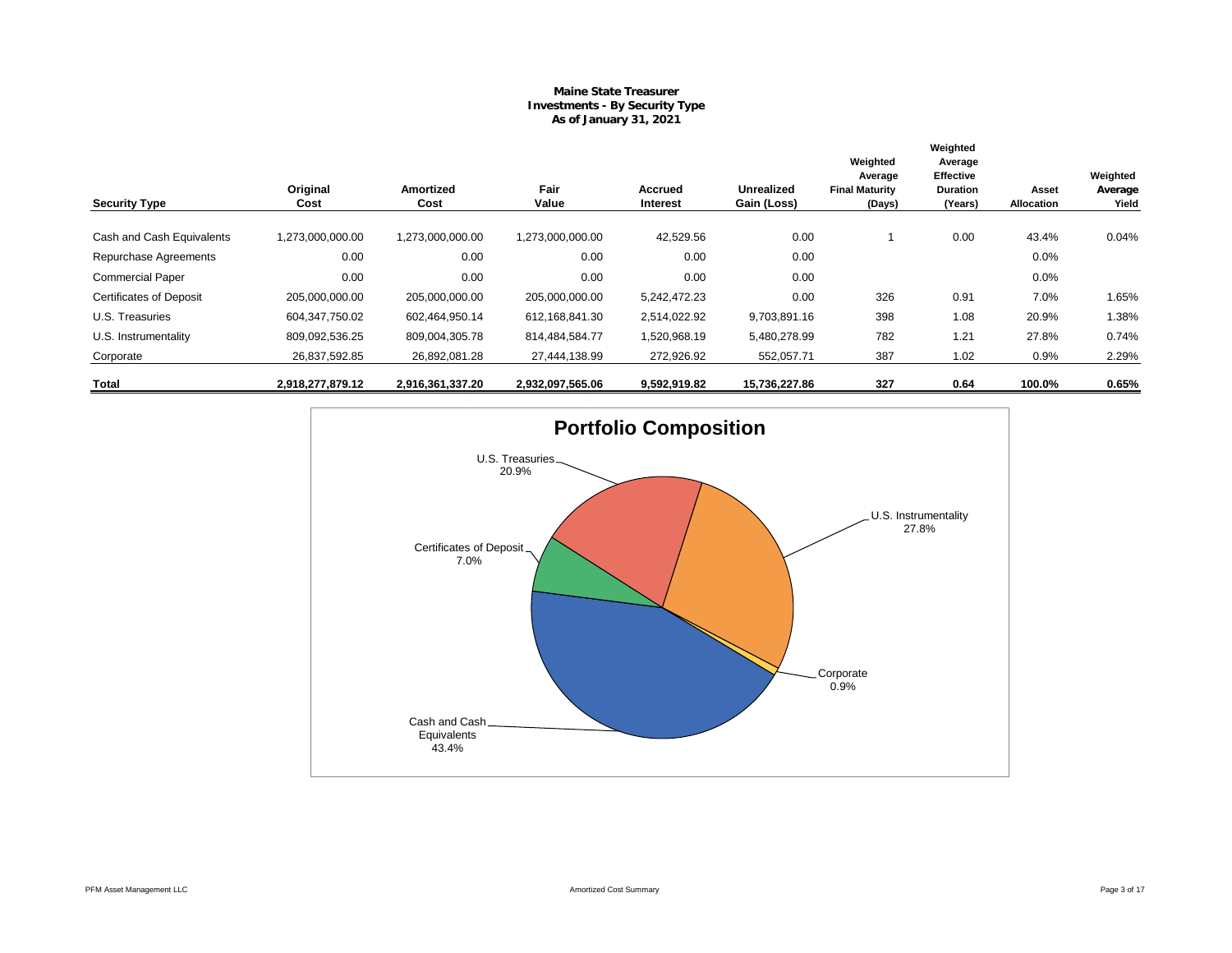# Maine State Treasurer
## Investments - By Security Type
### As of January 31, 2021

| Security Type | Original Cost | Amortized Cost | Fair Value | Accrued Interest | Unrealized Gain (Loss) | Weighted Average Final Maturity (Days) | Weighted Average Effective Duration (Years) | Asset Allocation | Weighted Average Yield |
|---|---|---|---|---|---|---|---|---|---|
| Cash and Cash Equivalents | 1,273,000,000.00 | 1,273,000,000.00 | 1,273,000,000.00 | 42,529.56 | 0.00 | 1 | 0.00 | 43.4% | 0.04% |
| Repurchase Agreements | 0.00 | 0.00 | 0.00 | 0.00 | 0.00 | | | 0.0% | |
| Commercial Paper | 0.00 | 0.00 | 0.00 | 0.00 | 0.00 | | | 0.0% | |
| Certificates of Deposit | 205,000,000.00 | 205,000,000.00 | 205,000,000.00 | 5,242,472.23 | 0.00 | 326 | 0.91 | 7.0% | 1.65% |
| U.S. Treasuries | 604,347,750.02 | 602,464,950.14 | 612,168,841.30 | 2,514,022.92 | 9,703,891.16 | 398 | 1.08 | 20.9% | 1.38% |
| U.S. Instrumentality | 809,092,536.25 | 809,004,305.78 | 814,484,584.77 | 1,520,968.19 | 5,480,278.99 | 782 | 1.21 | 27.8% | 0.74% |
| Corporate | 26,837,592.85 | 26,892,081.28 | 27,444,138.99 | 272,926.92 | 552,057.71 | 387 | 1.02 | 0.9% | 2.29% |
| **Total** | **2,918,277,879.12** | **2,916,361,337.20** | **2,932,097,565.06** | **9,592,919.82** | **15,736,227.86** | **327** | **0.64** | **100.0%** | **0.65%** |

**Portfolio Composition**

- Cash and Cash Equivalents 43.4%
- U.S. Instrumentality 27.8%
- U.S. Treasuries 20.9%
- Certificates of Deposit 7.0%
- Corporate 0.9%

Amortized Cost Summary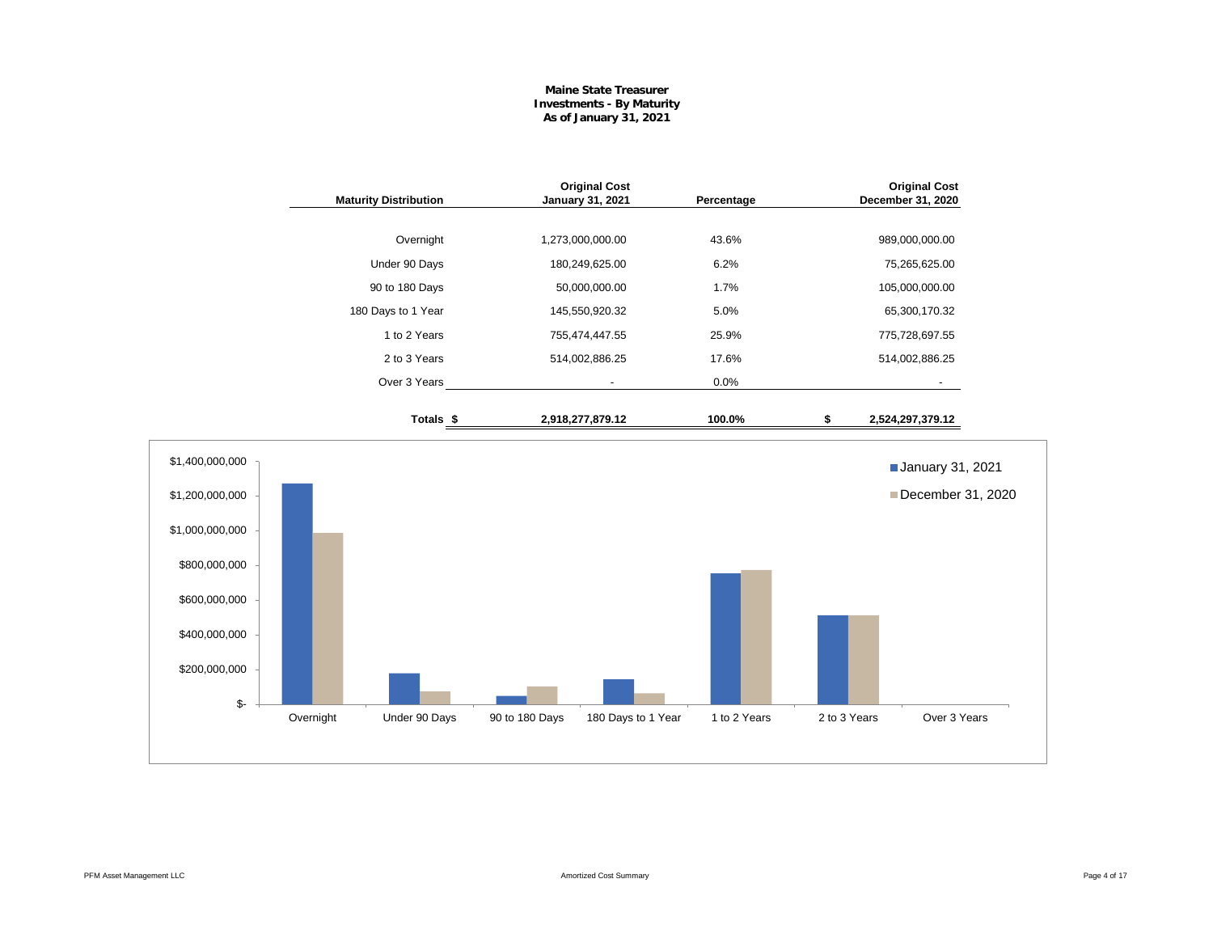# Maine State Treasurer
## Investments - By Maturity
### As of January 31, 2021

| Maturity Distribution | Original Cost January 31, 2021 | Percentage | Original Cost December 31, 2020 |
|---|---|---|---|
| Overnight | 1,273,000,000.00 | 43.6% | 989,000,000.00 |
| Under 90 Days | 180,249,625.00 | 6.2% | 75,265,625.00 |
| 90 to 180 Days | 50,000,000.00 | 1.7% | 105,000,000.00 |
| 180 Days to 1 Year | 145,550,920.32 | 5.0% | 65,300,170.32 |
| 1 to 2 Years | 755,474,447.55 | 25.9% | 775,728,697.55 |
| 2 to 3 Years | 514,002,886.25 | 17.6% | 514,002,886.25 |
| Over 3 Years | - | 0.0% | - |
| **Totals $** | **2,918,277,879.12** | **100.0%** | **$ 2,524,297,379.12** |

Amortized Cost Summary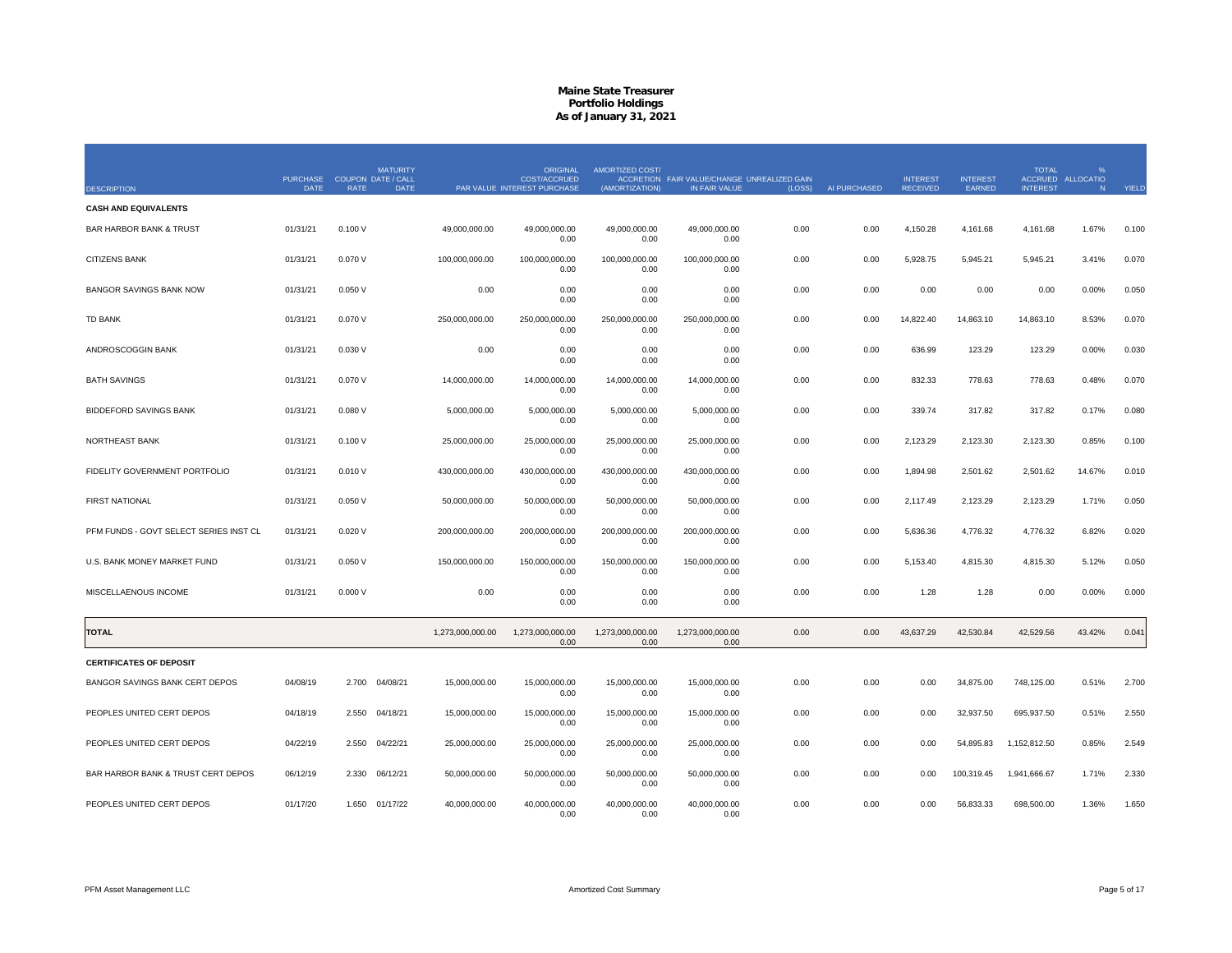# Maine State Treasurer
## Portfolio Holdings
### As of January 31, 2021

| DESCRIPTION | PURCHASE DATE | COUPON RATE | MATURITY DATE / CALL DATE | PAR VALUE | ORIGINAL COST/ACCRUED INTEREST PURCHASE | AMORTIZED COST/ ACCRETION (AMORTIZATION) | FAIR VALUE/CHANGE IN FAIR VALUE | UNREALIZED GAIN (LOSS) | AI PURCHASED | INTEREST RECEIVED | INTEREST EARNED | TOTAL ACCRUED INTEREST | % ALLOCATION | YIELD |
|---|---|---|---|---|---|---|---|---|---|---|---|---|---|---|
| **CASH AND EQUIVALENTS** | | | | | | | | | | | | | | |
| BAR HARBOR BANK & TRUST | 01/31/21 | 0.100 V | | 49,000,000.00 | 49,000,000.00<br>0.00 | 49,000,000.00<br>0.00 | 49,000,000.00<br>0.00 | 0.00 | 0.00 | 4,150.28 | 4,161.68 | 4,161.68 | 1.67% | 0.100 |
| CITIZENS BANK | 01/31/21 | 0.070 V | | 100,000,000.00 | 100,000,000.00<br>0.00 | 100,000,000.00<br>0.00 | 100,000,000.00<br>0.00 | 0.00 | 0.00 | 5,928.75 | 5,945.21 | 5,945.21 | 3.41% | 0.070 |
| BANGOR SAVINGS BANK NOW | 01/31/21 | 0.050 V | | 0.00 | 0.00<br>0.00 | 0.00<br>0.00 | 0.00<br>0.00 | 0.00 | 0.00 | 0.00 | 0.00 | 0.00 | 0.00% | 0.050 |
| TD BANK | 01/31/21 | 0.070 V | | 250,000,000.00 | 250,000,000.00<br>0.00 | 250,000,000.00<br>0.00 | 250,000,000.00<br>0.00 | 0.00 | 0.00 | 14,822.40 | 14,863.10 | 14,863.10 | 8.53% | 0.070 |
| ANDROSCOGGIN BANK | 01/31/21 | 0.030 V | | 0.00 | 0.00<br>0.00 | 0.00<br>0.00 | 0.00<br>0.00 | 0.00 | 0.00 | 636.99 | 123.29 | 123.29 | 0.00% | 0.030 |
| BATH SAVINGS | 01/31/21 | 0.070 V | | 14,000,000.00 | 14,000,000.00<br>0.00 | 14,000,000.00<br>0.00 | 14,000,000.00<br>0.00 | 0.00 | 0.00 | 832.33 | 778.63 | 778.63 | 0.48% | 0.070 |
| BIDDEFORD SAVINGS BANK | 01/31/21 | 0.080 V | | 5,000,000.00 | 5,000,000.00<br>0.00 | 5,000,000.00<br>0.00 | 5,000,000.00<br>0.00 | 0.00 | 0.00 | 339.74 | 317.82 | 317.82 | 0.17% | 0.080 |
| NORTHEAST BANK | 01/31/21 | 0.100 V | | 25,000,000.00 | 25,000,000.00<br>0.00 | 25,000,000.00<br>0.00 | 25,000,000.00<br>0.00 | 0.00 | 0.00 | 2,123.29 | 2,123.30 | 2,123.30 | 0.85% | 0.100 |
| FIDELITY GOVERNMENT PORTFOLIO | 01/31/21 | 0.010 V | | 430,000,000.00 | 430,000,000.00<br>0.00 | 430,000,000.00<br>0.00 | 430,000,000.00<br>0.00 | 0.00 | 0.00 | 1,894.98 | 2,501.62 | 2,501.62 | 14.67% | 0.010 |
| FIRST NATIONAL | 01/31/21 | 0.050 V | | 50,000,000.00 | 50,000,000.00<br>0.00 | 50,000,000.00<br>0.00 | 50,000,000.00<br>0.00 | 0.00 | 0.00 | 2,117.49 | 2,123.29 | 2,123.29 | 1.71% | 0.050 |
| PFM FUNDS - GOVT SELECT SERIES INST CL | 01/31/21 | 0.020 V | | 200,000,000.00 | 200,000,000.00<br>0.00 | 200,000,000.00<br>0.00 | 200,000,000.00<br>0.00 | 0.00 | 0.00 | 5,636.36 | 4,776.32 | 4,776.32 | 6.82% | 0.020 |
| U.S. BANK MONEY MARKET FUND | 01/31/21 | 0.050 V | | 150,000,000.00 | 150,000,000.00<br>0.00 | 150,000,000.00<br>0.00 | 150,000,000.00<br>0.00 | 0.00 | 0.00 | 5,153.40 | 4,815.30 | 4,815.30 | 5.12% | 0.050 |
| MISCELLANEOUS INCOME | 01/31/21 | 0.000 V | | 0.00 | 0.00<br>0.00 | 0.00<br>0.00 | 0.00<br>0.00 | 0.00 | 0.00 | 1.28 | 1.28 | 0.00 | 0.00% | 0.000 |
| **TOTAL** | | | | 1,273,000,000.00 | 1,273,000,000.00<br>0.00 | 1,273,000,000.00<br>0.00 | 1,273,000,000.00<br>0.00 | 0.00 | 0.00 | 43,637.29 | 42,530.84 | 42,529.56 | 43.42% | 0.041 |
| **CERTIFICATES OF DEPOSIT** | | | | | | | | | | | | | | |
| BANGOR SAVINGS BANK CERT DEPOS | 04/08/19 | 2.700 | 04/08/21 | 15,000,000.00 | 15,000,000.00<br>0.00 | 15,000,000.00<br>0.00 | 15,000,000.00<br>0.00 | 0.00 | 0.00 | 0.00 | 34,875.00 | 748,125.00 | 0.51% | 2.700 |
| PEOPLES UNITED CERT DEPOS | 04/18/19 | 2.550 | 04/18/21 | 15,000,000.00 | 15,000,000.00<br>0.00 | 15,000,000.00<br>0.00 | 15,000,000.00<br>0.00 | 0.00 | 0.00 | 0.00 | 32,937.50 | 695,937.50 | 0.51% | 2.550 |
| PEOPLES UNITED CERT DEPOS | 04/22/19 | 2.550 | 04/22/21 | 25,000,000.00 | 25,000,000.00<br>0.00 | 25,000,000.00<br>0.00 | 25,000,000.00<br>0.00 | 0.00 | 0.00 | 0.00 | 54,895.83 | 1,152,812.50 | 0.85% | 2.549 |
| BAR HARBOR BANK & TRUST CERT DEPOS | 06/12/19 | 2.330 | 06/12/21 | 50,000,000.00 | 50,000,000.00<br>0.00 | 50,000,000.00<br>0.00 | 50,000,000.00<br>0.00 | 0.00 | 0.00 | 0.00 | 100,319.45 | 1,941,666.67 | 1.71% | 2.330 |
| PEOPLES UNITED CERT DEPOS | 01/17/20 | 1.650 | 01/17/22 | 40,000,000.00 | 40,000,000.00<br>0.00 | 40,000,000.00<br>0.00 | 40,000,000.00<br>0.00 | 0.00 | 0.00 | 0.00 | 56,833.33 | 698,500.00 | 1.36% | 1.650 |

PFM Asset Management LLC — Amortized Cost Summary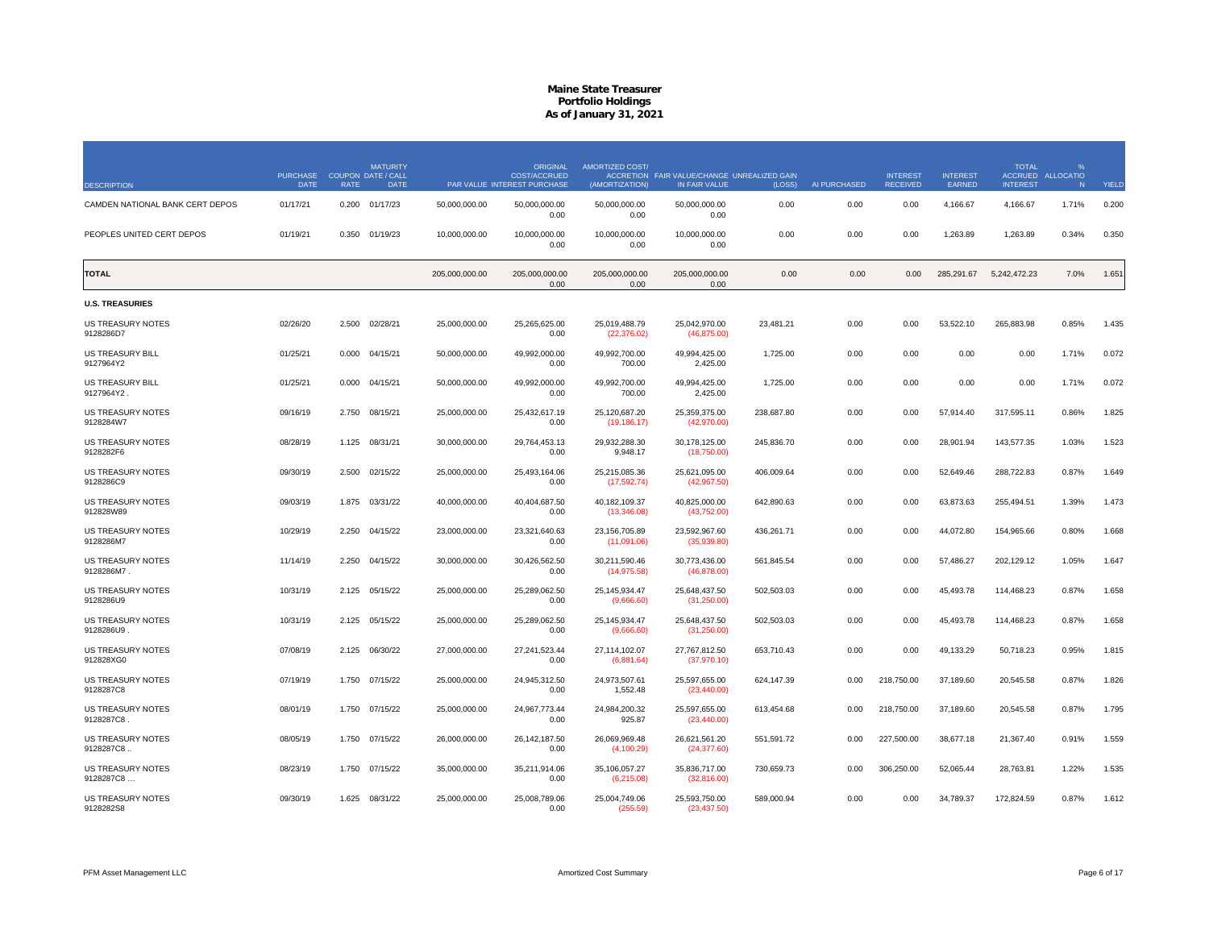# Maine State Treasurer
## Portfolio Holdings
### As of January 31, 2021

| DESCRIPTION | PURCHASE DATE | COUPON RATE | MATURITY DATE / CALL DATE | PAR VALUE | ORIGINAL COST/ACCRUED INTEREST PURCHASE | AMORTIZED COST/ ACCRETION (AMORTIZATION) | FAIR VALUE/CHANGE IN FAIR VALUE | UNREALIZED GAIN (LOSS) | AI PURCHASED | INTEREST RECEIVED | INTEREST EARNED | TOTAL ACCRUED INTEREST | % ALLOCATION | YIELD |
|---|---|---|---|---|---|---|---|---|---|---|---|---|---|---|
| CAMDEN NATIONAL BANK CERT DEPOS | 01/17/21 | 0.200 | 01/17/23 | 50,000,000.00 | 50,000,000.00<br>0.00 | 50,000,000.00<br>0.00 | 50,000,000.00<br>0.00 | 0.00 | 0.00 | 0.00 | 4,166.67 | 4,166.67 | 1.71% | 0.200 |
| PEOPLES UNITED CERT DEPOS | 01/19/21 | 0.350 | 01/19/23 | 10,000,000.00 | 10,000,000.00<br>0.00 | 10,000,000.00<br>0.00 | 10,000,000.00<br>0.00 | 0.00 | 0.00 | 0.00 | 1,263.89 | 1,263.89 | 0.34% | 0.350 |
| **TOTAL** | | | | 205,000,000.00 | 205,000,000.00<br>0.00 | 205,000,000.00<br>0.00 | 205,000,000.00<br>0.00 | 0.00 | 0.00 | 0.00 | 285,291.67 | 5,242,472.23 | 7.0% | 1.651 |
| **U.S. TREASURIES** | | | | | | | | | | | | | | |
| US TREASURY NOTES<br>9128286D7 | 02/26/20 | 2.500 | 02/28/21 | 25,000,000.00 | 25,265,625.00<br>0.00 | 25,019,488.79<br>(22,376.02) | 25,042,970.00<br>(46,875.00) | 23,481.21 | 0.00 | 0.00 | 53,522.10 | 265,883.98 | 0.85% | 1.435 |
| US TREASURY BILL<br>9127964Y2 | 01/25/21 | 0.000 | 04/15/21 | 50,000,000.00 | 49,992,000.00<br>0.00 | 49,992,700.00<br>700.00 | 49,994,425.00<br>2,425.00 | 1,725.00 | 0.00 | 0.00 | 0.00 | 0.00 | 1.71% | 0.072 |
| US TREASURY BILL<br>9127964Y2 . | 01/25/21 | 0.000 | 04/15/21 | 50,000,000.00 | 49,992,000.00<br>0.00 | 49,992,700.00<br>700.00 | 49,994,425.00<br>2,425.00 | 1,725.00 | 0.00 | 0.00 | 0.00 | 0.00 | 1.71% | 0.072 |
| US TREASURY NOTES<br>9128284W7 | 09/16/19 | 2.750 | 08/15/21 | 25,000,000.00 | 25,432,617.19<br>0.00 | 25,120,687.20<br>(19,186.17) | 25,359,375.00<br>(42,970.00) | 238,687.80 | 0.00 | 0.00 | 57,914.40 | 317,595.11 | 0.86% | 1.825 |
| US TREASURY NOTES<br>9128282F6 | 08/28/19 | 1.125 | 08/31/21 | 30,000,000.00 | 29,764,453.13<br>0.00 | 29,932,288.30<br>9,948.17 | 30,178,125.00<br>(18,750.00) | 245,836.70 | 0.00 | 0.00 | 28,901.94 | 143,577.35 | 1.03% | 1.523 |
| US TREASURY NOTES<br>9128286C9 | 09/30/19 | 2.500 | 02/15/22 | 25,000,000.00 | 25,493,164.06<br>0.00 | 25,215,085.36<br>(17,592.74) | 25,621,095.00<br>(42,967.50) | 406,009.64 | 0.00 | 0.00 | 52,649.46 | 288,722.83 | 0.87% | 1.649 |
| US TREASURY NOTES<br>912828W89 | 09/03/19 | 1.875 | 03/31/22 | 40,000,000.00 | 40,404,687.50<br>0.00 | 40,182,109.37<br>(13,346.08) | 40,825,000.00<br>(43,752.00) | 642,890.63 | 0.00 | 0.00 | 63,873.63 | 255,494.51 | 1.39% | 1.473 |
| US TREASURY NOTES<br>9128286M7 | 10/29/19 | 2.250 | 04/15/22 | 23,000,000.00 | 23,321,640.63<br>0.00 | 23,156,705.89<br>(11,091.06) | 23,592,967.60<br>(35,939.80) | 436,261.71 | 0.00 | 0.00 | 44,072.80 | 154,965.66 | 0.80% | 1.668 |
| US TREASURY NOTES<br>9128286M7 . | 11/14/19 | 2.250 | 04/15/22 | 30,000,000.00 | 30,426,562.50<br>0.00 | 30,211,590.46<br>(14,975.58) | 30,773,436.00<br>(46,878.00) | 561,845.54 | 0.00 | 0.00 | 57,486.27 | 202,129.12 | 1.05% | 1.647 |
| US TREASURY NOTES<br>9128286U9 | 10/31/19 | 2.125 | 05/15/22 | 25,000,000.00 | 25,289,062.50<br>0.00 | 25,145,934.47<br>(9,666.60) | 25,648,437.50<br>(31,250.00) | 502,503.03 | 0.00 | 0.00 | 45,493.78 | 114,468.23 | 0.87% | 1.658 |
| US TREASURY NOTES<br>9128286U9 . | 10/31/19 | 2.125 | 05/15/22 | 25,000,000.00 | 25,289,062.50<br>0.00 | 25,145,934.47<br>(9,666.60) | 25,648,437.50<br>(31,250.00) | 502,503.03 | 0.00 | 0.00 | 45,493.78 | 114,468.23 | 0.87% | 1.658 |
| US TREASURY NOTES<br>912828XG0 | 07/08/19 | 2.125 | 06/30/22 | 27,000,000.00 | 27,241,523.44<br>0.00 | 27,114,102.07<br>(6,881.64) | 27,767,812.50<br>(37,970.10) | 653,710.43 | 0.00 | 0.00 | 49,133.29 | 50,718.23 | 0.95% | 1.815 |
| US TREASURY NOTES<br>9128287C8 | 07/19/19 | 1.750 | 07/15/22 | 25,000,000.00 | 24,945,312.50<br>0.00 | 24,973,507.61<br>1,552.48 | 25,597,655.00<br>(23,440.00) | 624,147.39 | 0.00 | 218,750.00 | 37,189.60 | 20,545.58 | 0.87% | 1.826 |
| US TREASURY NOTES<br>9128287C8 . | 08/01/19 | 1.750 | 07/15/22 | 25,000,000.00 | 24,967,773.44<br>0.00 | 24,984,200.32<br>925.87 | 25,597,655.00<br>(23,440.00) | 613,454.68 | 0.00 | 218,750.00 | 37,189.60 | 20,545.58 | 0.87% | 1.795 |
| US TREASURY NOTES<br>9128287C8 .. | 08/05/19 | 1.750 | 07/15/22 | 26,000,000.00 | 26,142,187.50<br>0.00 | 26,069,969.48<br>(4,100.29) | 26,621,561.20<br>(24,377.60) | 551,591.72 | 0.00 | 227,500.00 | 38,677.18 | 21,367.40 | 0.91% | 1.559 |
| US TREASURY NOTES<br>9128287C8 ... | 08/23/19 | 1.750 | 07/15/22 | 35,000,000.00 | 35,211,914.06<br>0.00 | 35,106,057.27<br>(6,215.08) | 35,836,717.00<br>(32,816.00) | 730,659.73 | 0.00 | 306,250.00 | 52,065.44 | 28,763.81 | 1.22% | 1.535 |
| US TREASURY NOTES<br>9128282S8 | 09/30/19 | 1.625 | 08/31/22 | 25,000,000.00 | 25,008,789.06<br>0.00 | 25,004,749.06<br>(255.59) | 25,593,750.00<br>(23,437.50) | 589,000.94 | 0.00 | 0.00 | 34,789.37 | 172,824.59 | 0.87% | 1.612 |

PFM Asset Management LLC — Amortized Cost Summary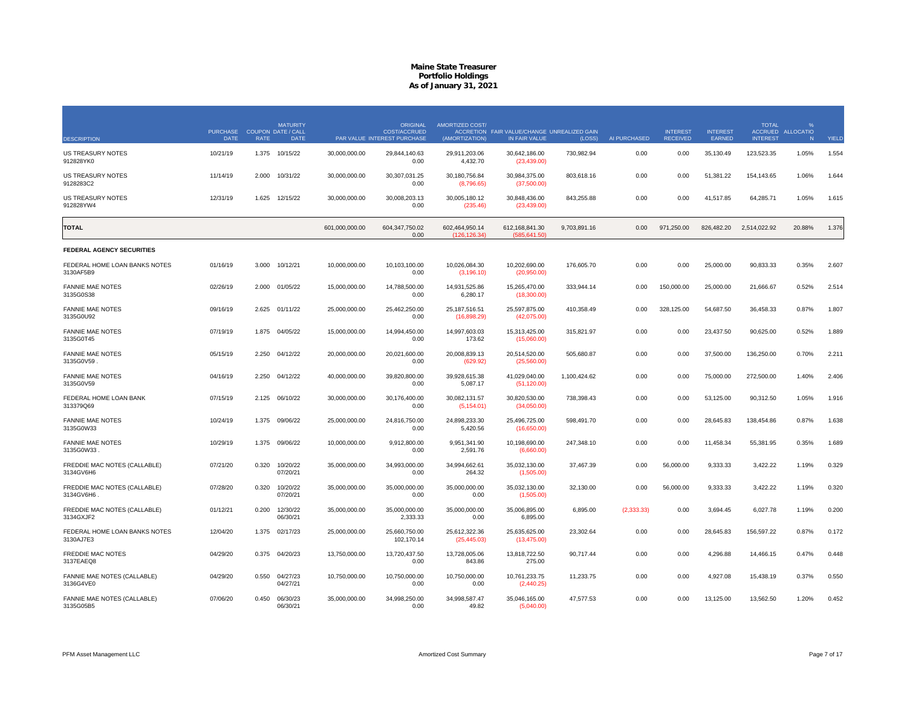# Maine State Treasurer
## Portfolio Holdings
### As of January 31, 2021

| DESCRIPTION | PURCHASE DATE | COUPON RATE | MATURITY DATE / CALL DATE | PAR VALUE | ORIGINAL COST/ACCRUED INTEREST PURCHASE | AMORTIZED COST/ ACCRETION (AMORTIZATION) | FAIR VALUE/CHANGE IN FAIR VALUE | UNREALIZED GAIN (LOSS) | AI PURCHASED | INTEREST RECEIVED | INTEREST EARNED | TOTAL ACCRUED INTEREST | % ALLOCATION | YIELD |
|---|---|---|---|---|---|---|---|---|---|---|---|---|---|---|
| US TREASURY NOTES 912828YK0 | 10/21/19 | 1.375 | 10/15/22 | 30,000,000.00 | 29,844,140.63 0.00 | 29,911,203.06 4,432.70 | 30,642,186.00 (23,439.00) | 730,982.94 | 0.00 | 0.00 | 35,130.49 | 123,523.35 | 1.05% | 1.554 |
| US TREASURY NOTES 9128283C2 | 11/14/19 | 2.000 | 10/31/22 | 30,000,000.00 | 30,307,031.25 0.00 | 30,180,756.84 (8,796.65) | 30,984,375.00 (37,500.00) | 803,618.16 | 0.00 | 0.00 | 51,381.22 | 154,143.65 | 1.06% | 1.644 |
| US TREASURY NOTES 912828YW4 | 12/31/19 | 1.625 | 12/15/22 | 30,000,000.00 | 30,008,203.13 0.00 | 30,005,180.12 (235.46) | 30,848,436.00 (23,439.00) | 843,255.88 | 0.00 | 0.00 | 41,517.85 | 64,285.71 | 1.05% | 1.615 |
| **TOTAL** | | | | 601,000,000.00 | 604,347,750.02 0.00 | 602,464,950.14 (126,126.34) | 612,168,841.30 (585,641.50) | 9,703,891.16 | 0.00 | 971,250.00 | 826,482.20 | 2,514,022.92 | 20.88% | 1.376 |
| **FEDERAL AGENCY SECURITIES** | | | | | | | | | | | | | | |
| FEDERAL HOME LOAN BANKS NOTES 3130AF5B9 | 01/16/19 | 3.000 | 10/12/21 | 10,000,000.00 | 10,103,100.00 0.00 | 10,026,084.30 (3,196.10) | 10,202,690.00 (20,950.00) | 176,605.70 | 0.00 | 0.00 | 25,000.00 | 90,833.33 | 0.35% | 2.607 |
| FANNIE MAE NOTES 3135G0S38 | 02/26/19 | 2.000 | 01/05/22 | 15,000,000.00 | 14,788,500.00 0.00 | 14,931,525.86 6,280.17 | 15,265,470.00 (18,300.00) | 333,944.14 | 0.00 | 150,000.00 | 25,000.00 | 21,666.67 | 0.52% | 2.514 |
| FANNIE MAE NOTES 3135G0U92 | 09/16/19 | 2.625 | 01/11/22 | 25,000,000.00 | 25,462,250.00 0.00 | 25,187,516.51 (16,898.29) | 25,597,875.00 (42,075.00) | 410,358.49 | 0.00 | 328,125.00 | 54,687.50 | 36,458.33 | 0.87% | 1.807 |
| FANNIE MAE NOTES 3135G0T45 | 07/19/19 | 1.875 | 04/05/22 | 15,000,000.00 | 14,994,450.00 0.00 | 14,997,603.03 173.62 | 15,313,425.00 (15,060.00) | 315,821.97 | 0.00 | 0.00 | 23,437.50 | 90,625.00 | 0.52% | 1.889 |
| FANNIE MAE NOTES 3135G0V59 . | 05/15/19 | 2.250 | 04/12/22 | 20,000,000.00 | 20,021,600.00 0.00 | 20,008,839.13 (629.92) | 20,514,520.00 (25,560.00) | 505,680.87 | 0.00 | 0.00 | 37,500.00 | 136,250.00 | 0.70% | 2.211 |
| FANNIE MAE NOTES 3135G0V59 | 04/16/19 | 2.250 | 04/12/22 | 40,000,000.00 | 39,820,800.00 0.00 | 39,928,615.38 5,087.17 | 41,029,040.00 (51,120.00) | 1,100,424.62 | 0.00 | 0.00 | 75,000.00 | 272,500.00 | 1.40% | 2.406 |
| FEDERAL HOME LOAN BANK 313379Q69 | 07/15/19 | 2.125 | 06/10/22 | 30,000,000.00 | 30,176,400.00 0.00 | 30,082,131.57 (5,154.01) | 30,820,530.00 (34,050.00) | 738,398.43 | 0.00 | 0.00 | 53,125.00 | 90,312.50 | 1.05% | 1.916 |
| FANNIE MAE NOTES 3135G0W33 | 10/24/19 | 1.375 | 09/06/22 | 25,000,000.00 | 24,816,750.00 0.00 | 24,898,233.30 5,420.56 | 25,496,725.00 (16,650.00) | 598,491.70 | 0.00 | 0.00 | 28,645.83 | 138,454.86 | 0.87% | 1.638 |
| FANNIE MAE NOTES 3135G0W33 . | 10/29/19 | 1.375 | 09/06/22 | 10,000,000.00 | 9,912,800.00 0.00 | 9,951,341.90 2,591.76 | 10,198,690.00 (6,660.00) | 247,348.10 | 0.00 | 0.00 | 11,458.34 | 55,381.95 | 0.35% | 1.689 |
| FREDDIE MAC NOTES (CALLABLE) 3134GV6H6 | 07/21/20 | 0.320 | 10/20/22 07/20/21 | 35,000,000.00 | 34,993,000.00 0.00 | 34,994,662.61 264.32 | 35,032,130.00 (1,505.00) | 37,467.39 | 0.00 | 56,000.00 | 9,333.33 | 3,422.22 | 1.19% | 0.329 |
| FREDDIE MAC NOTES (CALLABLE) 3134GV6H6 . | 07/28/20 | 0.320 | 10/20/22 07/20/21 | 35,000,000.00 | 35,000,000.00 0.00 | 35,000,000.00 0.00 | 35,032,130.00 (1,505.00) | 32,130.00 | 0.00 | 56,000.00 | 9,333.33 | 3,422.22 | 1.19% | 0.320 |
| FREDDIE MAC NOTES (CALLABLE) 3134GXJF2 | 01/12/21 | 0.200 | 12/30/22 06/30/21 | 35,000,000.00 | 35,000,000.00 2,333.33 | 35,000,000.00 0.00 | 35,006,895.00 6,895.00 | 6,895.00 | (2,333.33) | 0.00 | 3,694.45 | 6,027.78 | 1.19% | 0.200 |
| FEDERAL HOME LOAN BANKS NOTES 3130AJ7E3 | 12/04/20 | 1.375 | 02/17/23 | 25,000,000.00 | 25,660,750.00 102,170.14 | 25,612,322.36 (25,445.03) | 25,635,625.00 (13,475.00) | 23,302.64 | 0.00 | 0.00 | 28,645.83 | 156,597.22 | 0.87% | 0.172 |
| FREDDIE MAC NOTES 3137EAEQ8 | 04/29/20 | 0.375 | 04/20/23 | 13,750,000.00 | 13,720,437.50 0.00 | 13,728,005.06 843.86 | 13,818,722.50 275.00 | 90,717.44 | 0.00 | 0.00 | 4,296.88 | 14,466.15 | 0.47% | 0.448 |
| FANNIE MAE NOTES (CALLABLE) 3136G4VE0 | 04/29/20 | 0.550 | 04/27/23 04/27/21 | 10,750,000.00 | 10,750,000.00 0.00 | 10,750,000.00 0.00 | 10,761,233.75 (2,440.25) | 11,233.75 | 0.00 | 0.00 | 4,927.08 | 15,438.19 | 0.37% | 0.550 |
| FANNIE MAE NOTES (CALLABLE) 3135G05B5 | 07/06/20 | 0.450 | 06/30/23 06/30/21 | 35,000,000.00 | 34,998,250.00 0.00 | 34,998,587.47 49.82 | 35,046,165.00 (5,040.00) | 47,577.53 | 0.00 | 0.00 | 13,125.00 | 13,562.50 | 1.20% | 0.452 |

PFM Asset Management LLC — Amortized Cost Summary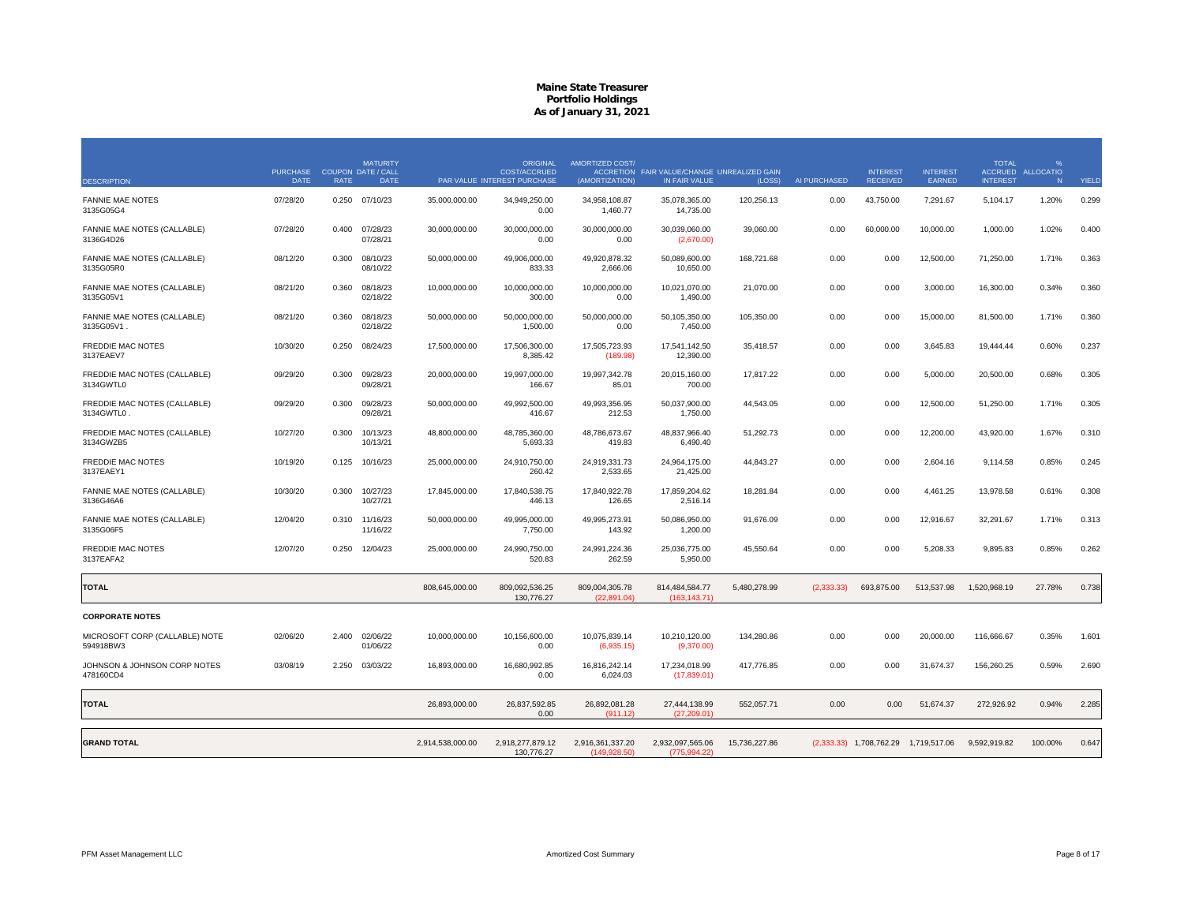# Maine State Treasurer
## Portfolio Holdings
### As of January 31, 2021

| DESCRIPTION | PURCHASE DATE | COUPON RATE | MATURITY DATE / CALL DATE | PAR VALUE | ORIGINAL COST/ACCRUED INTEREST PURCHASE | AMORTIZED COST/ ACCRETION (AMORTIZATION) | FAIR VALUE/CHANGE IN FAIR VALUE | UNREALIZED GAIN (LOSS) | AI PURCHASED | INTEREST RECEIVED | INTEREST EARNED | TOTAL ACCRUED INTEREST | % ALLOCATION | YIELD |
|---|---|---|---|---|---|---|---|---|---|---|---|---|---|---|
| FANNIE MAE NOTES 3135G05G4 | 07/28/20 | 0.250 | 07/10/23 | 35,000,000.00 | 34,949,250.00 0.00 | 34,958,108.87 1,460.77 | 35,078,365.00 14,735.00 | 120,256.13 | 0.00 | 43,750.00 | 7,291.67 | 5,104.17 | 1.20% | 0.299 |
| FANNIE MAE NOTES (CALLABLE) 3136G4D26 | 07/28/20 | 0.400 | 07/28/23 07/28/21 | 30,000,000.00 | 30,000,000.00 0.00 | 30,000,000.00 0.00 | 30,039,060.00 (2,670.00) | 39,060.00 | 0.00 | 60,000.00 | 10,000.00 | 1,000.00 | 1.02% | 0.400 |
| FANNIE MAE NOTES (CALLABLE) 3135G05R0 | 08/12/20 | 0.300 | 08/10/23 08/10/22 | 50,000,000.00 | 49,906,000.00 833.33 | 49,920,878.32 2,666.06 | 50,089,600.00 10,650.00 | 168,721.68 | 0.00 | 0.00 | 12,500.00 | 71,250.00 | 1.71% | 0.363 |
| FANNIE MAE NOTES (CALLABLE) 3135G05V1 | 08/21/20 | 0.360 | 08/18/23 02/18/22 | 10,000,000.00 | 10,000,000.00 300.00 | 10,000,000.00 0.00 | 10,021,070.00 1,490.00 | 21,070.00 | 0.00 | 0.00 | 3,000.00 | 16,300.00 | 0.34% | 0.360 |
| FANNIE MAE NOTES (CALLABLE) 3135G05V1 . | 08/21/20 | 0.360 | 08/18/23 02/18/22 | 50,000,000.00 | 50,000,000.00 1,500.00 | 50,000,000.00 0.00 | 50,105,350.00 7,450.00 | 105,350.00 | 0.00 | 0.00 | 15,000.00 | 81,500.00 | 1.71% | 0.360 |
| FREDDIE MAC NOTES 3137EAEV7 | 10/30/20 | 0.250 | 08/24/23 | 17,500,000.00 | 17,506,300.00 8,385.42 | 17,505,723.93 (189.98) | 17,541,142.50 12,390.00 | 35,418.57 | 0.00 | 0.00 | 3,645.83 | 19,444.44 | 0.60% | 0.237 |
| FREDDIE MAC NOTES (CALLABLE) 3134GWTL0 | 09/29/20 | 0.300 | 09/28/23 09/28/21 | 20,000,000.00 | 19,997,000.00 166.67 | 19,997,342.78 85.01 | 20,015,160.00 700.00 | 17,817.22 | 0.00 | 0.00 | 5,000.00 | 20,500.00 | 0.68% | 0.305 |
| FREDDIE MAC NOTES (CALLABLE) 3134GWTL0 . | 09/29/20 | 0.300 | 09/28/23 09/28/21 | 50,000,000.00 | 49,992,500.00 416.67 | 49,993,356.95 212.53 | 50,037,900.00 1,750.00 | 44,543.05 | 0.00 | 0.00 | 12,500.00 | 51,250.00 | 1.71% | 0.305 |
| FREDDIE MAC NOTES (CALLABLE) 3134GWZB5 | 10/27/20 | 0.300 | 10/13/23 10/13/21 | 48,800,000.00 | 48,785,360.00 5,693.33 | 48,786,673.67 419.83 | 48,837,966.40 6,490.40 | 51,292.73 | 0.00 | 0.00 | 12,200.00 | 43,920.00 | 1.67% | 0.310 |
| FREDDIE MAC NOTES 3137EAEY1 | 10/19/20 | 0.125 | 10/16/23 | 25,000,000.00 | 24,910,750.00 260.42 | 24,919,331.73 2,533.65 | 24,964,175.00 21,425.00 | 44,843.27 | 0.00 | 0.00 | 2,604.16 | 9,114.58 | 0.85% | 0.245 |
| FANNIE MAE NOTES (CALLABLE) 3136G46A6 | 10/30/20 | 0.300 | 10/27/23 10/27/21 | 17,845,000.00 | 17,840,538.75 446.13 | 17,840,922.78 126.65 | 17,859,204.62 2,516.14 | 18,281.84 | 0.00 | 0.00 | 4,461.25 | 13,978.58 | 0.61% | 0.308 |
| FANNIE MAE NOTES (CALLABLE) 3135G06F5 | 12/04/20 | 0.310 | 11/16/23 11/16/22 | 50,000,000.00 | 49,995,000.00 7,750.00 | 49,995,273.91 143.92 | 50,086,950.00 1,200.00 | 91,676.09 | 0.00 | 0.00 | 12,916.67 | 32,291.67 | 1.71% | 0.313 |
| FREDDIE MAC NOTES 3137EAFA2 | 12/07/20 | 0.250 | 12/04/23 | 25,000,000.00 | 24,990,750.00 520.83 | 24,991,224.36 262.59 | 25,036,775.00 5,950.00 | 45,550.64 | 0.00 | 0.00 | 5,208.33 | 9,895.83 | 0.85% | 0.262 |
| **TOTAL** | | | | 808,645,000.00 | 809,092,536.25 130,776.27 | 809,004,305.78 (22,891.04) | 814,484,584.77 (163,143.71) | 5,480,278.99 | (2,333.33) | 693,875.00 | 513,537.98 | 1,520,968.19 | 27.78% | 0.738 |
| **CORPORATE NOTES** | | | | | | | | | | | | | | |
| MICROSOFT CORP (CALLABLE) NOTE 594918BW3 | 02/06/20 | 2.400 | 02/06/22 01/06/22 | 10,000,000.00 | 10,156,600.00 0.00 | 10,075,839.14 (6,935.15) | 10,210,120.00 (9,370.00) | 134,280.86 | 0.00 | 0.00 | 20,000.00 | 116,666.67 | 0.35% | 1.601 |
| JOHNSON & JOHNSON CORP NOTES 478160CD4 | 03/08/19 | 2.250 | 03/03/22 | 16,893,000.00 | 16,680,992.85 0.00 | 16,816,242.14 6,024.03 | 17,234,018.99 (17,839.01) | 417,776.85 | 0.00 | 0.00 | 31,674.37 | 156,260.25 | 0.59% | 2.690 |
| **TOTAL** | | | | 26,893,000.00 | 26,837,592.85 0.00 | 26,892,081.28 (911.12) | 27,444,138.99 (27,209.01) | 552,057.71 | 0.00 | 0.00 | 51,674.37 | 272,926.92 | 0.94% | 2.285 |
| **GRAND TOTAL** | | | | 2,914,538,000.00 | 2,918,277,879.12 130,776.27 | 2,916,361,337.20 (149,928.50) | 2,932,097,565.06 (775,994.22) | 15,736,227.86 | (2,333.33) | 1,708,762.29 | 1,719,517.06 | 9,592,919.82 | 100.00% | 0.647 |

PFM Asset Management LLC — Amortized Cost Summary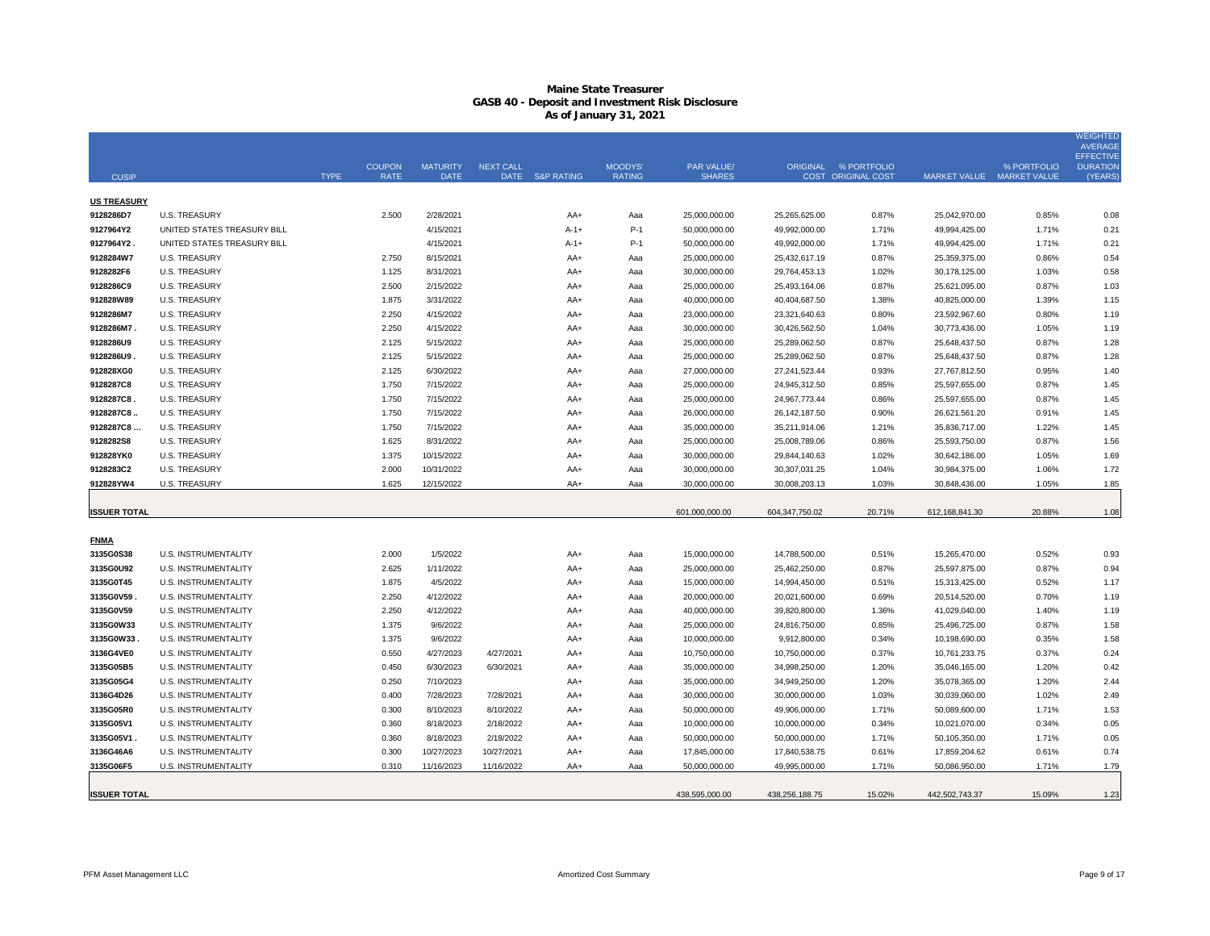# Maine State Treasurer
## GASB 40 - Deposit and Investment Risk Disclosure
### As of January 31, 2021

| CUSIP | | TYPE | COUPON RATE | MATURITY DATE | NEXT CALL DATE | S&P RATING | MOODYS' RATING | PAR VALUE/ SHARES | ORIGINAL COST | % PORTFOLIO ORIGINAL COST | MARKET VALUE | % PORTFOLIO MARKET VALUE | WEIGHTED AVERAGE EFFECTIVE DURATION (YEARS) |
|---|---|---|---|---|---|---|---|---|---|---|---|---|---|
| **US TREASURY** | | | | | | | | | | | | | |
| **9128286D7** | U.S. TREASURY | | 2.500 | 2/28/2021 | | AA+ | Aaa | 25,000,000.00 | 25,265,625.00 | 0.87% | 25,042,970.00 | 0.85% | 0.08 |
| **9127964Y2** | UNITED STATES TREASURY BILL | | | 4/15/2021 | | A-1+ | P-1 | 50,000,000.00 | 49,992,000.00 | 1.71% | 49,994,425.00 | 1.71% | 0.21 |
| **9127964Y2 .** | UNITED STATES TREASURY BILL | | | 4/15/2021 | | A-1+ | P-1 | 50,000,000.00 | 49,992,000.00 | 1.71% | 49,994,425.00 | 1.71% | 0.21 |
| **9128284W7** | U.S. TREASURY | | 2.750 | 8/15/2021 | | AA+ | Aaa | 25,000,000.00 | 25,432,617.19 | 0.87% | 25,359,375.00 | 0.86% | 0.54 |
| **9128282F6** | U.S. TREASURY | | 1.125 | 8/31/2021 | | AA+ | Aaa | 30,000,000.00 | 29,764,453.13 | 1.02% | 30,178,125.00 | 1.03% | 0.58 |
| **9128286C9** | U.S. TREASURY | | 2.500 | 2/15/2022 | | AA+ | Aaa | 25,000,000.00 | 25,493,164.06 | 0.87% | 25,621,095.00 | 0.87% | 1.03 |
| **912828W89** | U.S. TREASURY | | 1.875 | 3/31/2022 | | AA+ | Aaa | 40,000,000.00 | 40,404,687.50 | 1.38% | 40,825,000.00 | 1.39% | 1.15 |
| **9128286M7** | U.S. TREASURY | | 2.250 | 4/15/2022 | | AA+ | Aaa | 23,000,000.00 | 23,321,640.63 | 0.80% | 23,592,967.60 | 0.80% | 1.19 |
| **9128286M7 .** | U.S. TREASURY | | 2.250 | 4/15/2022 | | AA+ | Aaa | 30,000,000.00 | 30,426,562.50 | 1.04% | 30,773,436.00 | 1.05% | 1.19 |
| **9128286U9** | U.S. TREASURY | | 2.125 | 5/15/2022 | | AA+ | Aaa | 25,000,000.00 | 25,289,062.50 | 0.87% | 25,648,437.50 | 0.87% | 1.28 |
| **9128286U9 .** | U.S. TREASURY | | 2.125 | 5/15/2022 | | AA+ | Aaa | 25,000,000.00 | 25,289,062.50 | 0.87% | 25,648,437.50 | 0.87% | 1.28 |
| **912828XG0** | U.S. TREASURY | | 2.125 | 6/30/2022 | | AA+ | Aaa | 27,000,000.00 | 27,241,523.44 | 0.93% | 27,767,812.50 | 0.95% | 1.40 |
| **9128287C8** | U.S. TREASURY | | 1.750 | 7/15/2022 | | AA+ | Aaa | 25,000,000.00 | 24,945,312.50 | 0.85% | 25,597,655.00 | 0.87% | 1.45 |
| **9128287C8 .** | U.S. TREASURY | | 1.750 | 7/15/2022 | | AA+ | Aaa | 25,000,000.00 | 24,967,773.44 | 0.86% | 25,597,655.00 | 0.87% | 1.45 |
| **9128287C8 ..** | U.S. TREASURY | | 1.750 | 7/15/2022 | | AA+ | Aaa | 26,000,000.00 | 26,142,187.50 | 0.90% | 26,621,561.20 | 0.91% | 1.45 |
| **9128287C8 ...** | U.S. TREASURY | | 1.750 | 7/15/2022 | | AA+ | Aaa | 35,000,000.00 | 35,211,914.06 | 1.21% | 35,836,717.00 | 1.22% | 1.45 |
| **9128282S8** | U.S. TREASURY | | 1.625 | 8/31/2022 | | AA+ | Aaa | 25,000,000.00 | 25,008,789.06 | 0.86% | 25,593,750.00 | 0.87% | 1.56 |
| **912828YK0** | U.S. TREASURY | | 1.375 | 10/15/2022 | | AA+ | Aaa | 30,000,000.00 | 29,844,140.63 | 1.02% | 30,642,186.00 | 1.05% | 1.69 |
| **9128283C2** | U.S. TREASURY | | 2.000 | 10/31/2022 | | AA+ | Aaa | 30,000,000.00 | 30,307,031.25 | 1.04% | 30,984,375.00 | 1.06% | 1.72 |
| **912828YW4** | U.S. TREASURY | | 1.625 | 12/15/2022 | | AA+ | Aaa | 30,000,000.00 | 30,008,203.13 | 1.03% | 30,848,436.00 | 1.05% | 1.85 |
| **ISSUER TOTAL** | | | | | | | | 601,000,000.00 | 604,347,750.02 | 20.71% | 612,168,841.30 | 20.88% | 1.08 |
| **FNMA** | | | | | | | | | | | | | |
| **3135G0S38** | U.S. INSTRUMENTALITY | | 2.000 | 1/5/2022 | | AA+ | Aaa | 15,000,000.00 | 14,788,500.00 | 0.51% | 15,265,470.00 | 0.52% | 0.93 |
| **3135G0U92** | U.S. INSTRUMENTALITY | | 2.625 | 1/11/2022 | | AA+ | Aaa | 25,000,000.00 | 25,462,250.00 | 0.87% | 25,597,875.00 | 0.87% | 0.94 |
| **3135G0T45** | U.S. INSTRUMENTALITY | | 1.875 | 4/5/2022 | | AA+ | Aaa | 15,000,000.00 | 14,994,450.00 | 0.51% | 15,313,425.00 | 0.52% | 1.17 |
| **3135G0V59 .** | U.S. INSTRUMENTALITY | | 2.250 | 4/12/2022 | | AA+ | Aaa | 20,000,000.00 | 20,021,600.00 | 0.69% | 20,514,520.00 | 0.70% | 1.19 |
| **3135G0V59** | U.S. INSTRUMENTALITY | | 2.250 | 4/12/2022 | | AA+ | Aaa | 40,000,000.00 | 39,820,800.00 | 1.36% | 41,029,040.00 | 1.40% | 1.19 |
| **3135G0W33** | U.S. INSTRUMENTALITY | | 1.375 | 9/6/2022 | | AA+ | Aaa | 25,000,000.00 | 24,816,750.00 | 0.85% | 25,496,725.00 | 0.87% | 1.58 |
| **3135G0W33 .** | U.S. INSTRUMENTALITY | | 1.375 | 9/6/2022 | | AA+ | Aaa | 10,000,000.00 | 9,912,800.00 | 0.34% | 10,198,690.00 | 0.35% | 1.58 |
| **3136G4VE0** | U.S. INSTRUMENTALITY | | 0.550 | 4/27/2023 | 4/27/2021 | AA+ | Aaa | 10,750,000.00 | 10,750,000.00 | 0.37% | 10,761,233.75 | 0.37% | 0.24 |
| **3135G05B5** | U.S. INSTRUMENTALITY | | 0.450 | 6/30/2023 | 6/30/2021 | AA+ | Aaa | 35,000,000.00 | 34,998,250.00 | 1.20% | 35,046,165.00 | 1.20% | 0.42 |
| **3135G05G4** | U.S. INSTRUMENTALITY | | 0.250 | 7/10/2023 | | AA+ | Aaa | 35,000,000.00 | 34,949,250.00 | 1.20% | 35,078,365.00 | 1.20% | 2.44 |
| **3136G4D26** | U.S. INSTRUMENTALITY | | 0.400 | 7/28/2023 | 7/28/2021 | AA+ | Aaa | 30,000,000.00 | 30,000,000.00 | 1.03% | 30,039,060.00 | 1.02% | 2.49 |
| **3135G05R0** | U.S. INSTRUMENTALITY | | 0.300 | 8/10/2023 | 8/10/2022 | AA+ | Aaa | 50,000,000.00 | 49,906,000.00 | 1.71% | 50,089,600.00 | 1.71% | 1.53 |
| **3135G05V1** | U.S. INSTRUMENTALITY | | 0.360 | 8/18/2023 | 2/18/2022 | AA+ | Aaa | 10,000,000.00 | 10,000,000.00 | 0.34% | 10,021,070.00 | 0.34% | 0.05 |
| **3135G05V1 .** | U.S. INSTRUMENTALITY | | 0.360 | 8/18/2023 | 2/18/2022 | AA+ | Aaa | 50,000,000.00 | 50,000,000.00 | 1.71% | 50,105,350.00 | 1.71% | 0.05 |
| **3136G46A6** | U.S. INSTRUMENTALITY | | 0.300 | 10/27/2023 | 10/27/2021 | AA+ | Aaa | 17,845,000.00 | 17,840,538.75 | 0.61% | 17,859,204.62 | 0.61% | 0.74 |
| **3135G06F5** | U.S. INSTRUMENTALITY | | 0.310 | 11/16/2023 | 11/16/2022 | AA+ | Aaa | 50,000,000.00 | 49,995,000.00 | 1.71% | 50,086,950.00 | 1.71% | 1.79 |
| **ISSUER TOTAL** | | | | | | | | 438,595,000.00 | 438,256,188.75 | 15.02% | 442,502,743.37 | 15.09% | 1.23 |

PFM Asset Management LLC — Amortized Cost Summary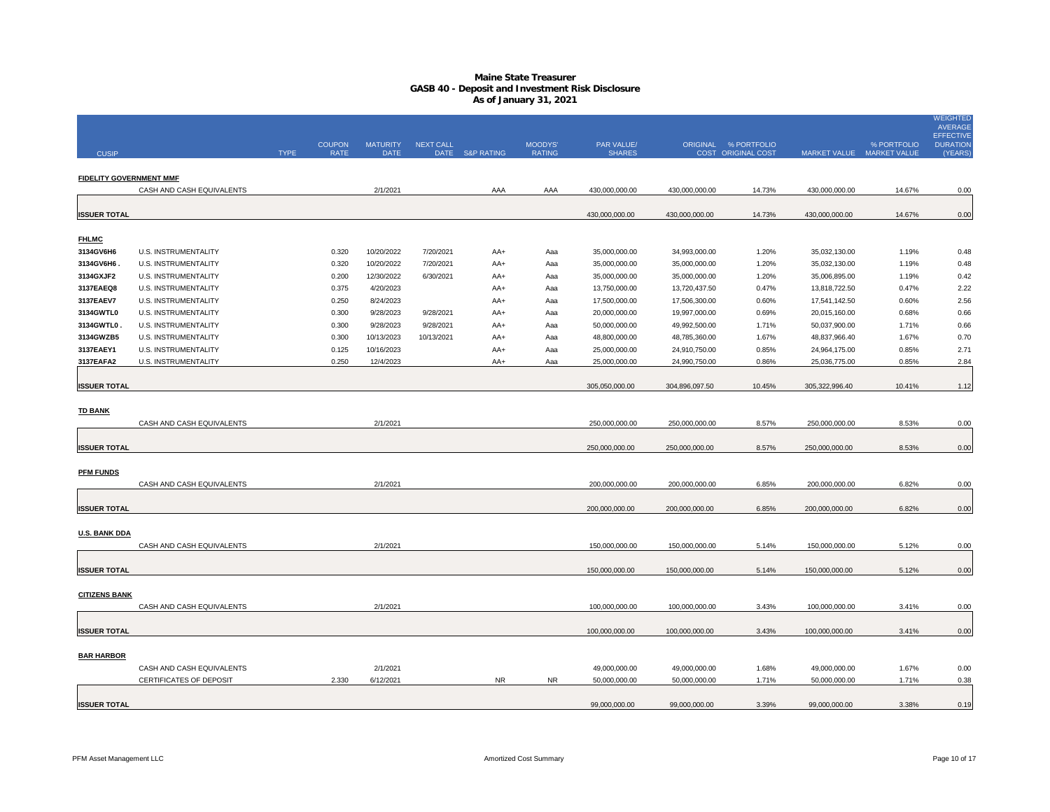# Maine State Treasurer
## GASB 40 - Deposit and Investment Risk Disclosure
### As of January 31, 2021

| CUSIP | | TYPE | COUPON RATE | MATURITY DATE | NEXT CALL DATE | S&P RATING | MOODYS' RATING | PAR VALUE/ SHARES | ORIGINAL COST | % PORTFOLIO ORIGINAL COST | MARKET VALUE | % PORTFOLIO MARKET VALUE | WEIGHTED AVERAGE EFFECTIVE DURATION (YEARS) |
|---|---|---|---|---|---|---|---|---|---|---|---|---|---|
| **FIDELITY GOVERNMENT MMF** | | | | | | | | | | | | | |
| | CASH AND CASH EQUIVALENTS | | | 2/1/2021 | | AAA | AAA | 430,000,000.00 | 430,000,000.00 | 14.73% | 430,000,000.00 | 14.67% | 0.00 |
| **ISSUER TOTAL** | | | | | | | | 430,000,000.00 | 430,000,000.00 | 14.73% | 430,000,000.00 | 14.67% | 0.00 |
| **FHLMC** | | | | | | | | | | | | | |
| 3134GV6H6 | U.S. INSTRUMENTALITY | | 0.320 | 10/20/2022 | 7/20/2021 | AA+ | Aaa | 35,000,000.00 | 34,993,000.00 | 1.20% | 35,032,130.00 | 1.19% | 0.48 |
| 3134GV6H6 . | U.S. INSTRUMENTALITY | | 0.320 | 10/20/2022 | 7/20/2021 | AA+ | Aaa | 35,000,000.00 | 35,000,000.00 | 1.20% | 35,032,130.00 | 1.19% | 0.48 |
| 3134GXJF2 | U.S. INSTRUMENTALITY | | 0.200 | 12/30/2022 | 6/30/2021 | AA+ | Aaa | 35,000,000.00 | 35,000,000.00 | 1.20% | 35,006,895.00 | 1.19% | 0.42 |
| 3137EAEQ8 | U.S. INSTRUMENTALITY | | 0.375 | 4/20/2023 | | AA+ | Aaa | 13,750,000.00 | 13,720,437.50 | 0.47% | 13,818,722.50 | 0.47% | 2.22 |
| 3137EAEV7 | U.S. INSTRUMENTALITY | | 0.250 | 8/24/2023 | | AA+ | Aaa | 17,500,000.00 | 17,506,300.00 | 0.60% | 17,541,142.50 | 0.60% | 2.56 |
| 3134GWTL0 | U.S. INSTRUMENTALITY | | 0.300 | 9/28/2023 | 9/28/2021 | AA+ | Aaa | 20,000,000.00 | 19,997,000.00 | 0.69% | 20,015,160.00 | 0.68% | 0.66 |
| 3134GWTL0 . | U.S. INSTRUMENTALITY | | 0.300 | 9/28/2023 | 9/28/2021 | AA+ | Aaa | 50,000,000.00 | 49,992,500.00 | 1.71% | 50,037,900.00 | 1.71% | 0.66 |
| 3134GWZB5 | U.S. INSTRUMENTALITY | | 0.300 | 10/13/2023 | 10/13/2021 | AA+ | Aaa | 48,800,000.00 | 48,785,360.00 | 1.67% | 48,837,966.40 | 1.67% | 0.70 |
| 3137EAEY1 | U.S. INSTRUMENTALITY | | 0.125 | 10/16/2023 | | AA+ | Aaa | 25,000,000.00 | 24,910,750.00 | 0.85% | 24,964,175.00 | 0.85% | 2.71 |
| 3137EAFA2 | U.S. INSTRUMENTALITY | | 0.250 | 12/4/2023 | | AA+ | Aaa | 25,000,000.00 | 24,990,750.00 | 0.86% | 25,036,775.00 | 0.85% | 2.84 |
| **ISSUER TOTAL** | | | | | | | | 305,050,000.00 | 304,896,097.50 | 10.45% | 305,322,996.40 | 10.41% | 1.12 |
| **TD BANK** | | | | | | | | | | | | | |
| | CASH AND CASH EQUIVALENTS | | | 2/1/2021 | | | | 250,000,000.00 | 250,000,000.00 | 8.57% | 250,000,000.00 | 8.53% | 0.00 |
| **ISSUER TOTAL** | | | | | | | | 250,000,000.00 | 250,000,000.00 | 8.57% | 250,000,000.00 | 8.53% | 0.00 |
| **PFM FUNDS** | | | | | | | | | | | | | |
| | CASH AND CASH EQUIVALENTS | | | 2/1/2021 | | | | 200,000,000.00 | 200,000,000.00 | 6.85% | 200,000,000.00 | 6.82% | 0.00 |
| **ISSUER TOTAL** | | | | | | | | 200,000,000.00 | 200,000,000.00 | 6.85% | 200,000,000.00 | 6.82% | 0.00 |
| **U.S. BANK DDA** | | | | | | | | | | | | | |
| | CASH AND CASH EQUIVALENTS | | | 2/1/2021 | | | | 150,000,000.00 | 150,000,000.00 | 5.14% | 150,000,000.00 | 5.12% | 0.00 |
| **ISSUER TOTAL** | | | | | | | | 150,000,000.00 | 150,000,000.00 | 5.14% | 150,000,000.00 | 5.12% | 0.00 |
| **CITIZENS BANK** | | | | | | | | | | | | | |
| | CASH AND CASH EQUIVALENTS | | | 2/1/2021 | | | | 100,000,000.00 | 100,000,000.00 | 3.43% | 100,000,000.00 | 3.41% | 0.00 |
| **ISSUER TOTAL** | | | | | | | | 100,000,000.00 | 100,000,000.00 | 3.43% | 100,000,000.00 | 3.41% | 0.00 |
| **BAR HARBOR** | | | | | | | | | | | | | |
| | CASH AND CASH EQUIVALENTS | | | 2/1/2021 | | | | 49,000,000.00 | 49,000,000.00 | 1.68% | 49,000,000.00 | 1.67% | 0.00 |
| | CERTIFICATES OF DEPOSIT | | 2.330 | 6/12/2021 | | NR | NR | 50,000,000.00 | 50,000,000.00 | 1.71% | 50,000,000.00 | 1.71% | 0.38 |
| **ISSUER TOTAL** | | | | | | | | 99,000,000.00 | 99,000,000.00 | 3.39% | 99,000,000.00 | 3.38% | 0.19 |

PFM Asset Management LLC — Amortized Cost Summary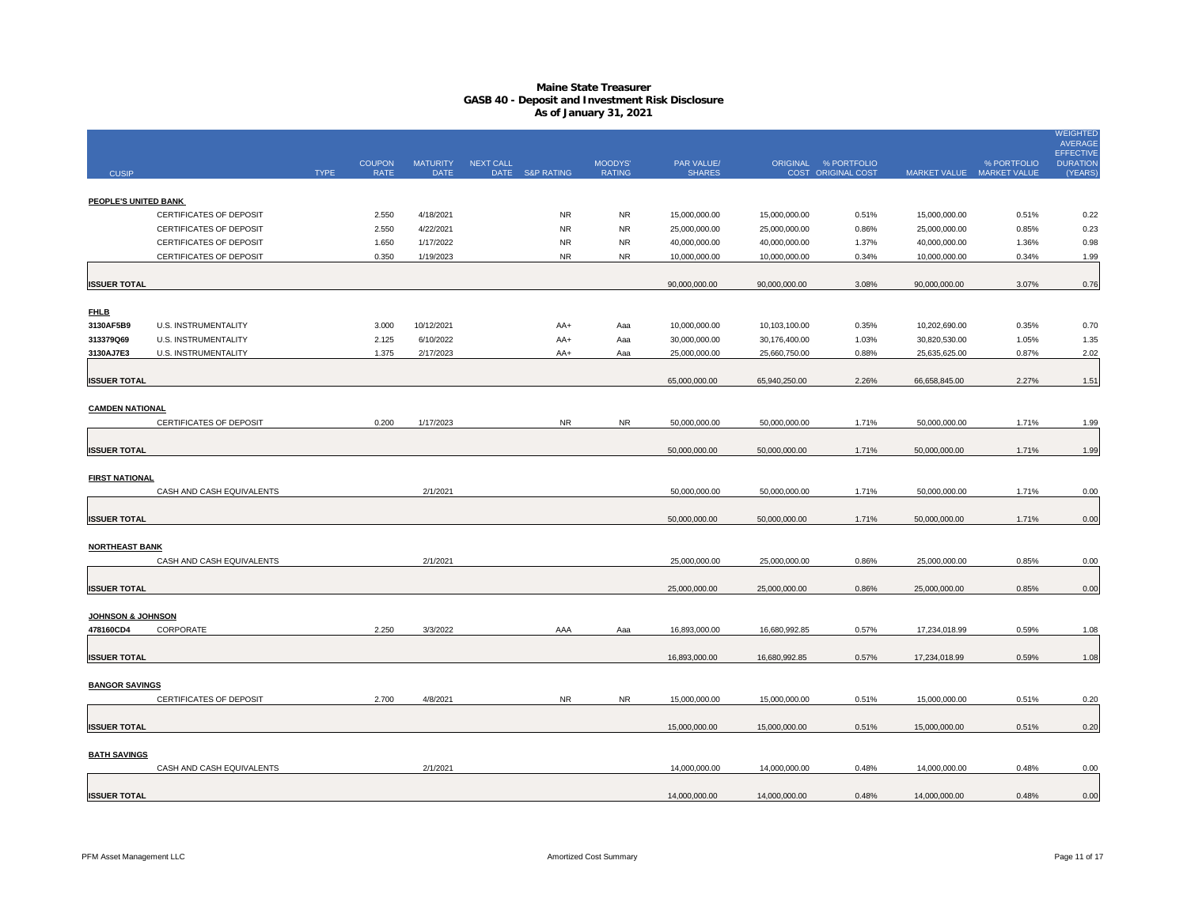# Maine State Treasurer
## GASB 40 - Deposit and Investment Risk Disclosure
### As of January 31, 2021

| CUSIP | TYPE | COUPON RATE | MATURITY DATE | NEXT CALL DATE | S&P RATING | MOODYS' RATING | PAR VALUE/ SHARES | ORIGINAL COST | % PORTFOLIO ORIGINAL COST | MARKET VALUE | % PORTFOLIO MARKET VALUE | WEIGHTED AVERAGE EFFECTIVE DURATION (YEARS) |
|---|---|---|---|---|---|---|---|---|---|---|---|---|
| **PEOPLE'S UNITED BANK** | | | | | | | | | | | | |
| | CERTIFICATES OF DEPOSIT | 2.550 | 4/18/2021 | | NR | NR | 15,000,000.00 | 15,000,000.00 | 0.51% | 15,000,000.00 | 0.51% | 0.22 |
| | CERTIFICATES OF DEPOSIT | 2.550 | 4/22/2021 | | NR | NR | 25,000,000.00 | 25,000,000.00 | 0.86% | 25,000,000.00 | 0.85% | 0.23 |
| | CERTIFICATES OF DEPOSIT | 1.650 | 1/17/2022 | | NR | NR | 40,000,000.00 | 40,000,000.00 | 1.37% | 40,000,000.00 | 1.36% | 0.98 |
| | CERTIFICATES OF DEPOSIT | 0.350 | 1/19/2023 | | NR | NR | 10,000,000.00 | 10,000,000.00 | 0.34% | 10,000,000.00 | 0.34% | 1.99 |
| **ISSUER TOTAL** | | | | | | | 90,000,000.00 | 90,000,000.00 | 3.08% | 90,000,000.00 | 3.07% | 0.76 |
| **FHLB** | | | | | | | | | | | | |
| 3130AF5B9 | U.S. INSTRUMENTALITY | 3.000 | 10/12/2021 | | AA+ | Aaa | 10,000,000.00 | 10,103,100.00 | 0.35% | 10,202,690.00 | 0.35% | 0.70 |
| 313379Q69 | U.S. INSTRUMENTALITY | 2.125 | 6/10/2022 | | AA+ | Aaa | 30,000,000.00 | 30,176,400.00 | 1.03% | 30,820,530.00 | 1.05% | 1.35 |
| 3130AJ7E3 | U.S. INSTRUMENTALITY | 1.375 | 2/17/2023 | | AA+ | Aaa | 25,000,000.00 | 25,660,750.00 | 0.88% | 25,635,625.00 | 0.87% | 2.02 |
| **ISSUER TOTAL** | | | | | | | 65,000,000.00 | 65,940,250.00 | 2.26% | 66,658,845.00 | 2.27% | 1.51 |
| **CAMDEN NATIONAL** | | | | | | | | | | | | |
| | CERTIFICATES OF DEPOSIT | 0.200 | 1/17/2023 | | NR | NR | 50,000,000.00 | 50,000,000.00 | 1.71% | 50,000,000.00 | 1.71% | 1.99 |
| **ISSUER TOTAL** | | | | | | | 50,000,000.00 | 50,000,000.00 | 1.71% | 50,000,000.00 | 1.71% | 1.99 |
| **FIRST NATIONAL** | | | | | | | | | | | | |
| | CASH AND CASH EQUIVALENTS | | 2/1/2021 | | | | 50,000,000.00 | 50,000,000.00 | 1.71% | 50,000,000.00 | 1.71% | 0.00 |
| **ISSUER TOTAL** | | | | | | | 50,000,000.00 | 50,000,000.00 | 1.71% | 50,000,000.00 | 1.71% | 0.00 |
| **NORTHEAST BANK** | | | | | | | | | | | | |
| | CASH AND CASH EQUIVALENTS | | 2/1/2021 | | | | 25,000,000.00 | 25,000,000.00 | 0.86% | 25,000,000.00 | 0.85% | 0.00 |
| **ISSUER TOTAL** | | | | | | | 25,000,000.00 | 25,000,000.00 | 0.86% | 25,000,000.00 | 0.85% | 0.00 |
| **JOHNSON & JOHNSON** | | | | | | | | | | | | |
| 478160CD4 | CORPORATE | 2.250 | 3/3/2022 | | AAA | Aaa | 16,893,000.00 | 16,680,992.85 | 0.57% | 17,234,018.99 | 0.59% | 1.08 |
| **ISSUER TOTAL** | | | | | | | 16,893,000.00 | 16,680,992.85 | 0.57% | 17,234,018.99 | 0.59% | 1.08 |
| **BANGOR SAVINGS** | | | | | | | | | | | | |
| | CERTIFICATES OF DEPOSIT | 2.700 | 4/8/2021 | | NR | NR | 15,000,000.00 | 15,000,000.00 | 0.51% | 15,000,000.00 | 0.51% | 0.20 |
| **ISSUER TOTAL** | | | | | | | 15,000,000.00 | 15,000,000.00 | 0.51% | 15,000,000.00 | 0.51% | 0.20 |
| **BATH SAVINGS** | | | | | | | | | | | | |
| | CASH AND CASH EQUIVALENTS | | 2/1/2021 | | | | 14,000,000.00 | 14,000,000.00 | 0.48% | 14,000,000.00 | 0.48% | 0.00 |
| **ISSUER TOTAL** | | | | | | | 14,000,000.00 | 14,000,000.00 | 0.48% | 14,000,000.00 | 0.48% | 0.00 |

PFM Asset Management LLC — Amortized Cost Summary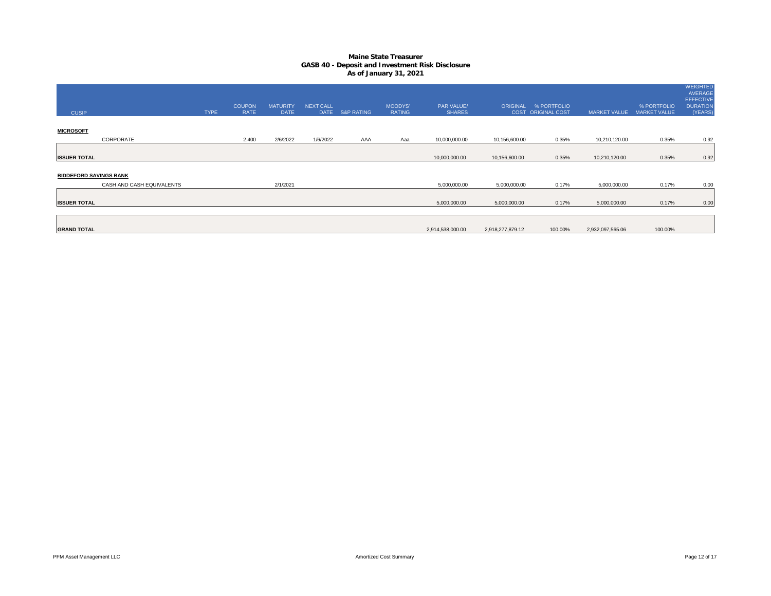# Maine State Treasurer
## GASB 40 - Deposit and Investment Risk Disclosure
### As of January 31, 2021

| CUSIP | TYPE | COUPON RATE | MATURITY DATE | NEXT CALL DATE | S&P RATING | MOODYS' RATING | PAR VALUE/ SHARES | ORIGINAL COST | % PORTFOLIO ORIGINAL COST | MARKET VALUE | % PORTFOLIO MARKET VALUE | WEIGHTED AVERAGE EFFECTIVE DURATION (YEARS) |
|---|---|---|---|---|---|---|---|---|---|---|---|---|
| **MICROSOFT** | | | | | | | | | | | | |
| CORPORATE | | 2.400 | 2/6/2022 | 1/6/2022 | AAA | Aaa | 10,000,000.00 | 10,156,600.00 | 0.35% | 10,210,120.00 | 0.35% | 0.92 |
| **ISSUER TOTAL** | | | | | | | 10,000,000.00 | 10,156,600.00 | 0.35% | 10,210,120.00 | 0.35% | 0.92 |
| **BIDDEFORD SAVINGS BANK** | | | | | | | | | | | | |
| CASH AND CASH EQUIVALENTS | | | 2/1/2021 | | | | 5,000,000.00 | 5,000,000.00 | 0.17% | 5,000,000.00 | 0.17% | 0.00 |
| **ISSUER TOTAL** | | | | | | | 5,000,000.00 | 5,000,000.00 | 0.17% | 5,000,000.00 | 0.17% | 0.00 |
| **GRAND TOTAL** | | | | | | | 2,914,538,000.00 | 2,918,277,879.12 | 100.00% | 2,932,097,565.06 | 100.00% | |

PFM Asset Management LLC

Amortized Cost Summary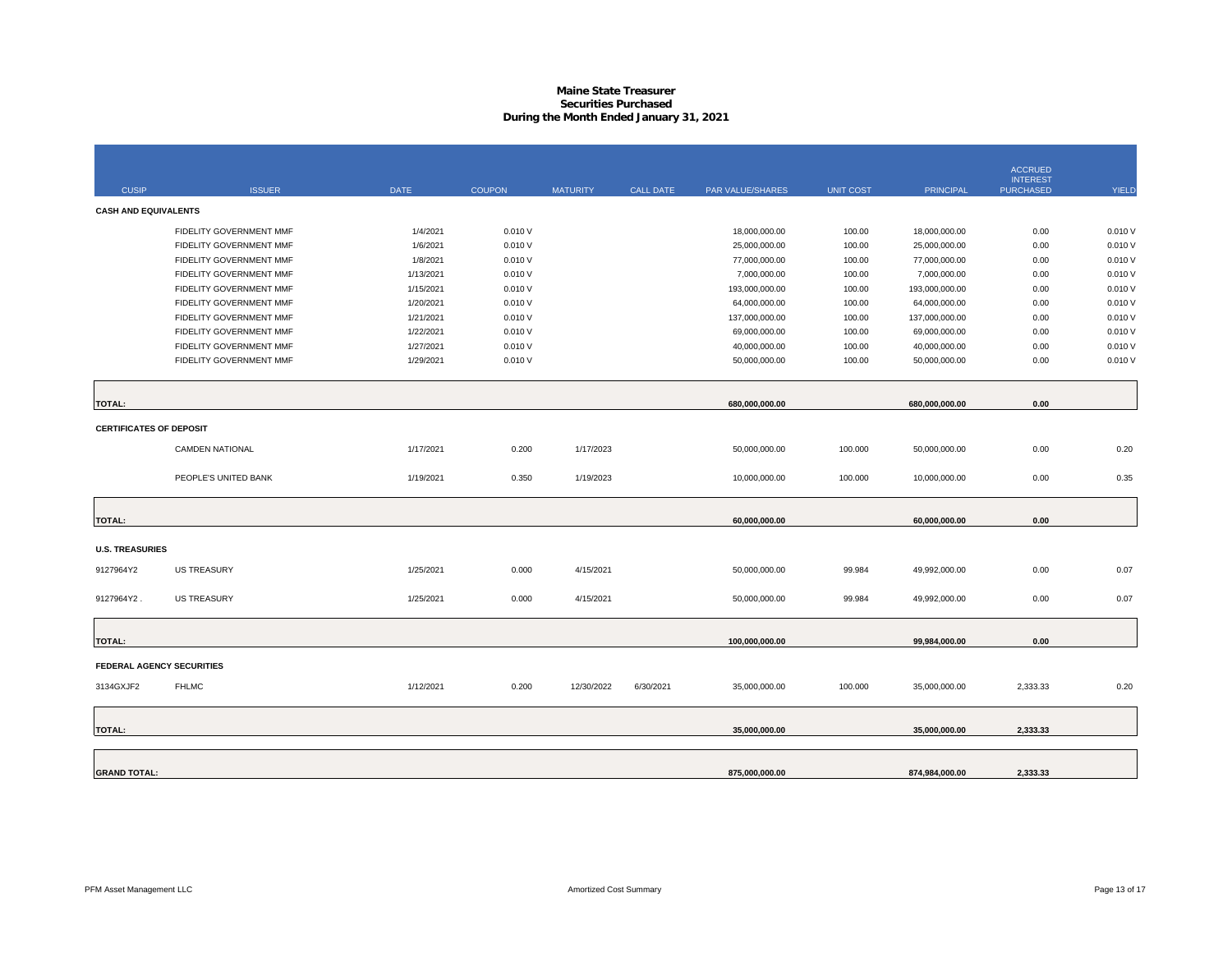# Maine State Treasurer
## Securities Purchased
### During the Month Ended January 31, 2021

| CUSIP | ISSUER | DATE | COUPON | MATURITY | CALL DATE | PAR VALUE/SHARES | UNIT COST | PRINCIPAL | ACCRUED INTEREST PURCHASED | YIELD |
|---|---|---|---|---|---|---|---|---|---|---|
| **CASH AND EQUIVALENTS** | | | | | | | | | | |
| | FIDELITY GOVERNMENT MMF | 1/4/2021 | 0.010 V | | | 18,000,000.00 | 100.00 | 18,000,000.00 | 0.00 | 0.010 V |
| | FIDELITY GOVERNMENT MMF | 1/6/2021 | 0.010 V | | | 25,000,000.00 | 100.00 | 25,000,000.00 | 0.00 | 0.010 V |
| | FIDELITY GOVERNMENT MMF | 1/8/2021 | 0.010 V | | | 77,000,000.00 | 100.00 | 77,000,000.00 | 0.00 | 0.010 V |
| | FIDELITY GOVERNMENT MMF | 1/13/2021 | 0.010 V | | | 7,000,000.00 | 100.00 | 7,000,000.00 | 0.00 | 0.010 V |
| | FIDELITY GOVERNMENT MMF | 1/15/2021 | 0.010 V | | | 193,000,000.00 | 100.00 | 193,000,000.00 | 0.00 | 0.010 V |
| | FIDELITY GOVERNMENT MMF | 1/20/2021 | 0.010 V | | | 64,000,000.00 | 100.00 | 64,000,000.00 | 0.00 | 0.010 V |
| | FIDELITY GOVERNMENT MMF | 1/21/2021 | 0.010 V | | | 137,000,000.00 | 100.00 | 137,000,000.00 | 0.00 | 0.010 V |
| | FIDELITY GOVERNMENT MMF | 1/22/2021 | 0.010 V | | | 69,000,000.00 | 100.00 | 69,000,000.00 | 0.00 | 0.010 V |
| | FIDELITY GOVERNMENT MMF | 1/27/2021 | 0.010 V | | | 40,000,000.00 | 100.00 | 40,000,000.00 | 0.00 | 0.010 V |
| | FIDELITY GOVERNMENT MMF | 1/29/2021 | 0.010 V | | | 50,000,000.00 | 100.00 | 50,000,000.00 | 0.00 | 0.010 V |
| **TOTAL:** | | | | | | **680,000,000.00** | | **680,000,000.00** | **0.00** | |
| **CERTIFICATES OF DEPOSIT** | | | | | | | | | | |
| | CAMDEN NATIONAL | 1/17/2021 | 0.200 | 1/17/2023 | | 50,000,000.00 | 100.000 | 50,000,000.00 | 0.00 | 0.20 |
| | PEOPLE'S UNITED BANK | 1/19/2021 | 0.350 | 1/19/2023 | | 10,000,000.00 | 100.000 | 10,000,000.00 | 0.00 | 0.35 |
| **TOTAL:** | | | | | | **60,000,000.00** | | **60,000,000.00** | **0.00** | |
| **U.S. TREASURIES** | | | | | | | | | | |
| 9127964Y2 | US TREASURY | 1/25/2021 | 0.000 | 4/15/2021 | | 50,000,000.00 | 99.984 | 49,992,000.00 | 0.00 | 0.07 |
| 9127964Y2 . | US TREASURY | 1/25/2021 | 0.000 | 4/15/2021 | | 50,000,000.00 | 99.984 | 49,992,000.00 | 0.00 | 0.07 |
| **TOTAL:** | | | | | | **100,000,000.00** | | **99,984,000.00** | **0.00** | |
| **FEDERAL AGENCY SECURITIES** | | | | | | | | | | |
| 3134GXJF2 | FHLMC | 1/12/2021 | 0.200 | 12/30/2022 | 6/30/2021 | 35,000,000.00 | 100.000 | 35,000,000.00 | 2,333.33 | 0.20 |
| **TOTAL:** | | | | | | **35,000,000.00** | | **35,000,000.00** | **2,333.33** | |
| **GRAND TOTAL:** | | | | | | **875,000,000.00** | | **874,984,000.00** | **2,333.33** | |

PFM Asset Management LLC

Amortized Cost Summary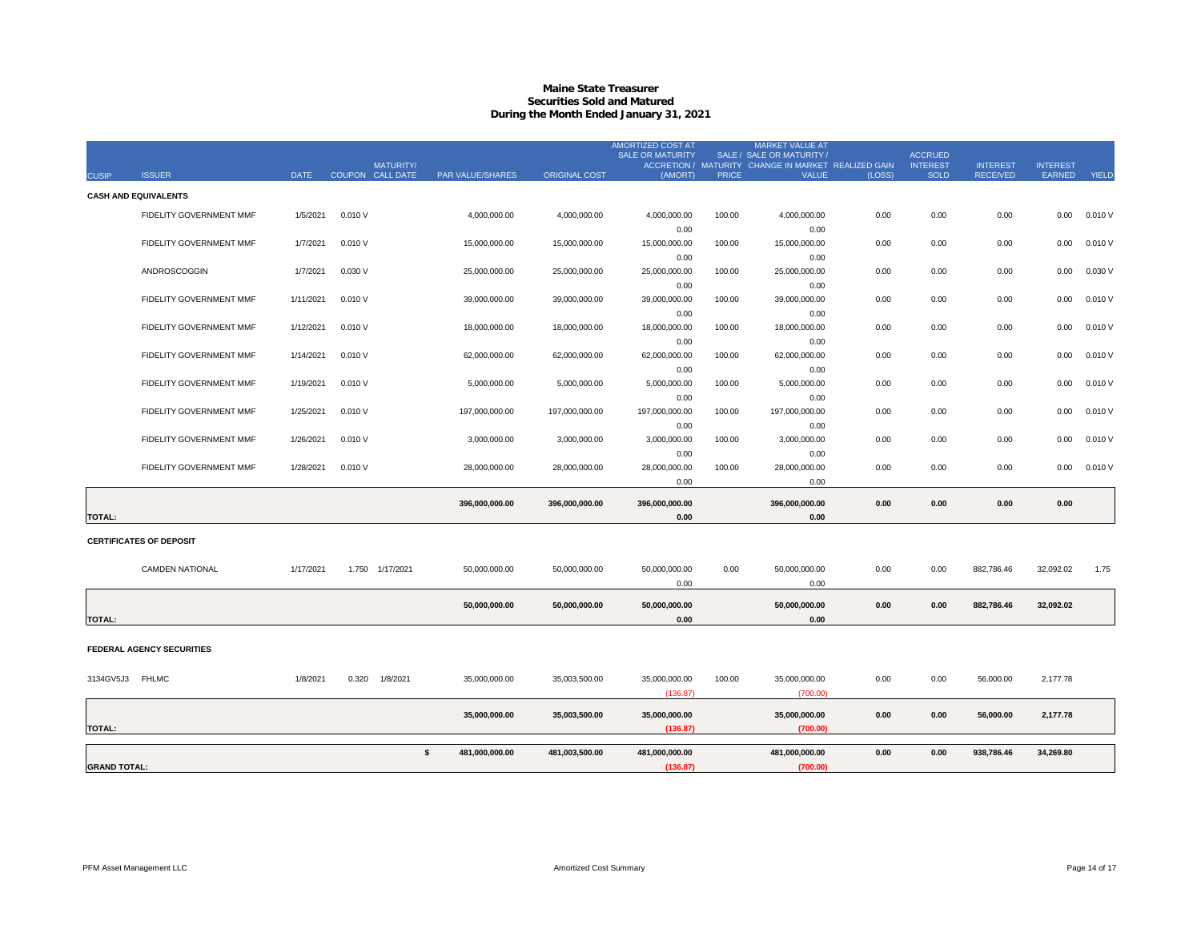# Maine State Treasurer
## Securities Sold and Matured
### During the Month Ended January 31, 2021

| CUSIP | ISSUER | DATE | COUPON | MATURITY/ CALL DATE | PAR VALUE/SHARES | ORIGINAL COST | AMORTIZED COST AT SALE OR MATURITY ACCRETION / (AMORT) | SALE / MATURITY PRICE | MARKET VALUE AT SALE OR MATURITY / CHANGE IN MARKET VALUE | REALIZED GAIN (LOSS) | ACCRUED INTEREST SOLD | INTEREST RECEIVED | INTEREST EARNED | YIELD |
|---|---|---|---|---|---|---|---|---|---|---|---|---|---|---|
| **CASH AND EQUIVALENTS** | | | | | | | | | | | | | | |
| | FIDELITY GOVERNMENT MMF | 1/5/2021 | 0.010 V | | 4,000,000.00 | 4,000,000.00 | 4,000,000.00 | 100.00 | 4,000,000.00 | 0.00 | 0.00 | 0.00 | 0.00 | 0.010 V |
| | | | | | | | 0.00 | | 0.00 | | | | | |
| | FIDELITY GOVERNMENT MMF | 1/7/2021 | 0.010 V | | 15,000,000.00 | 15,000,000.00 | 15,000,000.00 | 100.00 | 15,000,000.00 | 0.00 | 0.00 | 0.00 | 0.00 | 0.010 V |
| | | | | | | | 0.00 | | 0.00 | | | | | |
| | ANDROSCOGGIN | 1/7/2021 | 0.030 V | | 25,000,000.00 | 25,000,000.00 | 25,000,000.00 | 100.00 | 25,000,000.00 | 0.00 | 0.00 | 0.00 | 0.00 | 0.030 V |
| | | | | | | | 0.00 | | 0.00 | | | | | |
| | FIDELITY GOVERNMENT MMF | 1/11/2021 | 0.010 V | | 39,000,000.00 | 39,000,000.00 | 39,000,000.00 | 100.00 | 39,000,000.00 | 0.00 | 0.00 | 0.00 | 0.00 | 0.010 V |
| | | | | | | | 0.00 | | 0.00 | | | | | |
| | FIDELITY GOVERNMENT MMF | 1/12/2021 | 0.010 V | | 18,000,000.00 | 18,000,000.00 | 18,000,000.00 | 100.00 | 18,000,000.00 | 0.00 | 0.00 | 0.00 | 0.00 | 0.010 V |
| | | | | | | | 0.00 | | 0.00 | | | | | |
| | FIDELITY GOVERNMENT MMF | 1/14/2021 | 0.010 V | | 62,000,000.00 | 62,000,000.00 | 62,000,000.00 | 100.00 | 62,000,000.00 | 0.00 | 0.00 | 0.00 | 0.00 | 0.010 V |
| | | | | | | | 0.00 | | 0.00 | | | | | |
| | FIDELITY GOVERNMENT MMF | 1/19/2021 | 0.010 V | | 5,000,000.00 | 5,000,000.00 | 5,000,000.00 | 100.00 | 5,000,000.00 | 0.00 | 0.00 | 0.00 | 0.00 | 0.010 V |
| | | | | | | | 0.00 | | 0.00 | | | | | |
| | FIDELITY GOVERNMENT MMF | 1/25/2021 | 0.010 V | | 197,000,000.00 | 197,000,000.00 | 197,000,000.00 | 100.00 | 197,000,000.00 | 0.00 | 0.00 | 0.00 | 0.00 | 0.010 V |
| | | | | | | | 0.00 | | 0.00 | | | | | |
| | FIDELITY GOVERNMENT MMF | 1/26/2021 | 0.010 V | | 3,000,000.00 | 3,000,000.00 | 3,000,000.00 | 100.00 | 3,000,000.00 | 0.00 | 0.00 | 0.00 | 0.00 | 0.010 V |
| | | | | | | | 0.00 | | 0.00 | | | | | |
| | FIDELITY GOVERNMENT MMF | 1/28/2021 | 0.010 V | | 28,000,000.00 | 28,000,000.00 | 28,000,000.00 | 100.00 | 28,000,000.00 | 0.00 | 0.00 | 0.00 | 0.00 | 0.010 V |
| | | | | | | | 0.00 | | 0.00 | | | | | |
| **TOTAL:** | | | | | **396,000,000.00** | **396,000,000.00** | **396,000,000.00** | | **396,000,000.00** | **0.00** | **0.00** | **0.00** | **0.00** | |
| | | | | | | | **0.00** | | **0.00** | | | | | |
| **CERTIFICATES OF DEPOSIT** | | | | | | | | | | | | | | |
| | CAMDEN NATIONAL | 1/17/2021 | 1.750 | 1/17/2021 | 50,000,000.00 | 50,000,000.00 | 50,000,000.00 | 0.00 | 50,000,000.00 | 0.00 | 0.00 | 882,786.46 | 32,092.02 | 1.75 |
| | | | | | | | 0.00 | | 0.00 | | | | | |
| **TOTAL:** | | | | | **50,000,000.00** | **50,000,000.00** | **50,000,000.00** | | **50,000,000.00** | **0.00** | **0.00** | **882,786.46** | **32,092.02** | |
| | | | | | | | **0.00** | | **0.00** | | | | | |
| **FEDERAL AGENCY SECURITIES** | | | | | | | | | | | | | | |
| 3134GV5J3 | FHLMC | 1/8/2021 | 0.320 | 1/8/2021 | 35,000,000.00 | 35,003,500.00 | 35,000,000.00 | 100.00 | 35,000,000.00 | 0.00 | 0.00 | 56,000.00 | 2,177.78 | |
| | | | | | | | (136.87) | | (700.00) | | | | | |
| **TOTAL:** | | | | | **35,000,000.00** | **35,003,500.00** | **35,000,000.00** | | **35,000,000.00** | **0.00** | **0.00** | **56,000.00** | **2,177.78** | |
| | | | | | | | **(136.87)** | | **(700.00)** | | | | | |
| **GRAND TOTAL:** | | | | | **$ 481,000,000.00** | **481,003,500.00** | **481,000,000.00** | | **481,000,000.00** | **0.00** | **0.00** | **938,786.46** | **34,269.80** | |
| | | | | | | | **(136.87)** | | **(700.00)** | | | | | |

PFM Asset Management LLC — Amortized Cost Summary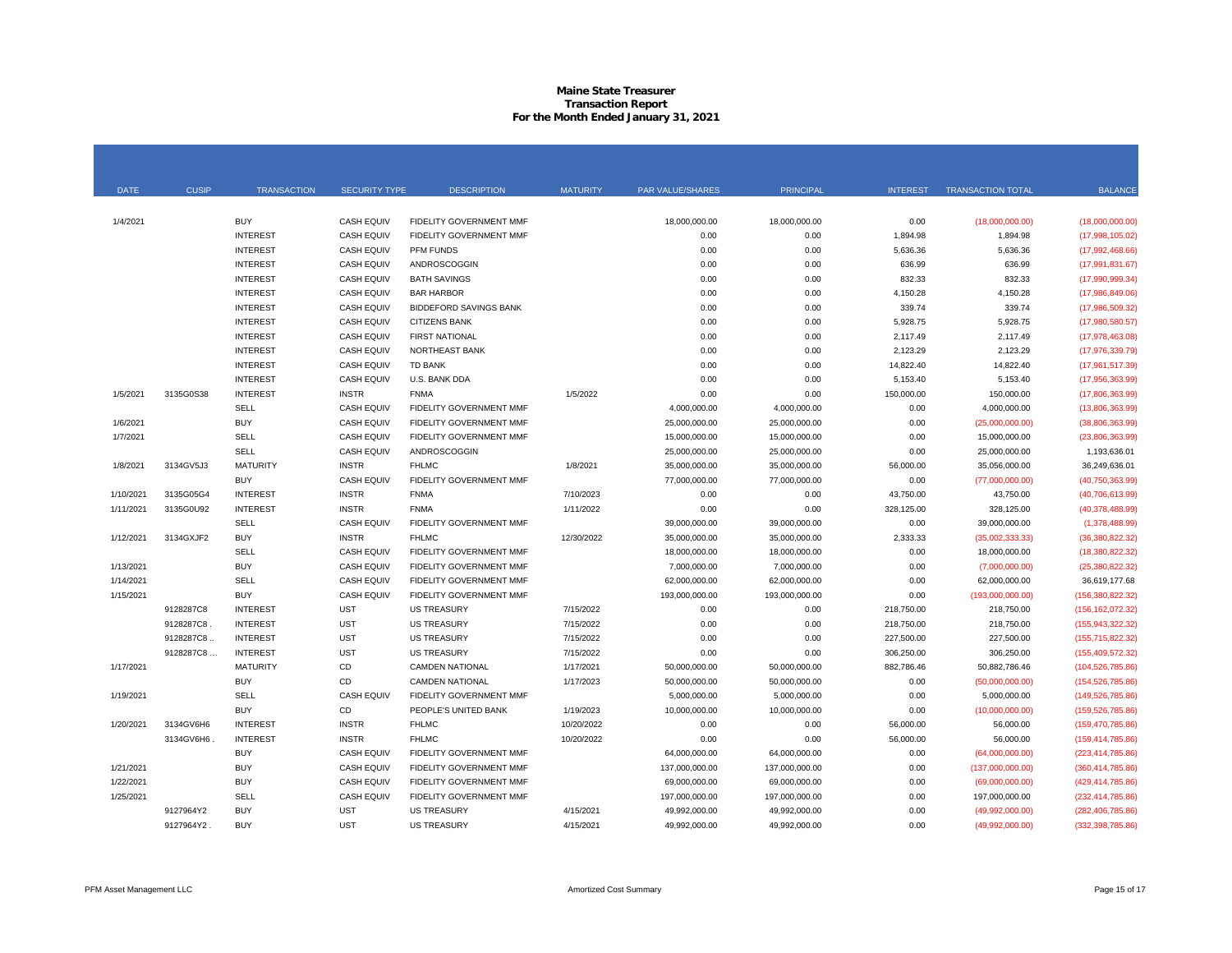# Maine State Treasurer
## Transaction Report
### For the Month Ended January 31, 2021

| DATE | CUSIP | TRANSACTION | SECURITY TYPE | DESCRIPTION | MATURITY | PAR VALUE/SHARES | PRINCIPAL | INTEREST | TRANSACTION TOTAL | BALANCE |
|---|---|---|---|---|---|---|---|---|---|---|
| 1/4/2021 | | BUY | CASH EQUIV | FIDELITY GOVERNMENT MMF | | 18,000,000.00 | 18,000,000.00 | 0.00 | (18,000,000.00) | (18,000,000.00) |
| | | INTEREST | CASH EQUIV | FIDELITY GOVERNMENT MMF | | 0.00 | 0.00 | 1,894.98 | 1,894.98 | (17,998,105.02) |
| | | INTEREST | CASH EQUIV | PFM FUNDS | | 0.00 | 0.00 | 5,636.36 | 5,636.36 | (17,992,468.66) |
| | | INTEREST | CASH EQUIV | ANDROSCOGGIN | | 0.00 | 0.00 | 636.99 | 636.99 | (17,991,831.67) |
| | | INTEREST | CASH EQUIV | BATH SAVINGS | | 0.00 | 0.00 | 832.33 | 832.33 | (17,990,999.34) |
| | | INTEREST | CASH EQUIV | BAR HARBOR | | 0.00 | 0.00 | 4,150.28 | 4,150.28 | (17,986,849.06) |
| | | INTEREST | CASH EQUIV | BIDDEFORD SAVINGS BANK | | 0.00 | 0.00 | 339.74 | 339.74 | (17,986,509.32) |
| | | INTEREST | CASH EQUIV | CITIZENS BANK | | 0.00 | 0.00 | 5,928.75 | 5,928.75 | (17,980,580.57) |
| | | INTEREST | CASH EQUIV | FIRST NATIONAL | | 0.00 | 0.00 | 2,117.49 | 2,117.49 | (17,978,463.08) |
| | | INTEREST | CASH EQUIV | NORTHEAST BANK | | 0.00 | 0.00 | 2,123.29 | 2,123.29 | (17,976,339.79) |
| | | INTEREST | CASH EQUIV | TD BANK | | 0.00 | 0.00 | 14,822.40 | 14,822.40 | (17,961,517.39) |
| | | INTEREST | CASH EQUIV | U.S. BANK DDA | | 0.00 | 0.00 | 5,153.40 | 5,153.40 | (17,956,363.99) |
| 1/5/2021 | 3135G0S38 | INTEREST | INSTR | FNMA | 1/5/2022 | 0.00 | 0.00 | 150,000.00 | 150,000.00 | (17,806,363.99) |
| | | SELL | CASH EQUIV | FIDELITY GOVERNMENT MMF | | 4,000,000.00 | 4,000,000.00 | 0.00 | 4,000,000.00 | (13,806,363.99) |
| 1/6/2021 | | BUY | CASH EQUIV | FIDELITY GOVERNMENT MMF | | 25,000,000.00 | 25,000,000.00 | 0.00 | (25,000,000.00) | (38,806,363.99) |
| 1/7/2021 | | SELL | CASH EQUIV | FIDELITY GOVERNMENT MMF | | 15,000,000.00 | 15,000,000.00 | 0.00 | 15,000,000.00 | (23,806,363.99) |
| | | SELL | CASH EQUIV | ANDROSCOGGIN | | 25,000,000.00 | 25,000,000.00 | 0.00 | 25,000,000.00 | 1,193,636.01 |
| 1/8/2021 | 3134GV5J3 | MATURITY | INSTR | FHLMC | 1/8/2021 | 35,000,000.00 | 35,000,000.00 | 56,000.00 | 35,056,000.00 | 36,249,636.01 |
| | | BUY | CASH EQUIV | FIDELITY GOVERNMENT MMF | | 77,000,000.00 | 77,000,000.00 | 0.00 | (77,000,000.00) | (40,750,363.99) |
| 1/10/2021 | 3135G05G4 | INTEREST | INSTR | FNMA | 7/10/2023 | 0.00 | 0.00 | 43,750.00 | 43,750.00 | (40,706,613.99) |
| 1/11/2021 | 3135G0U92 | INTEREST | INSTR | FNMA | 1/11/2022 | 0.00 | 0.00 | 328,125.00 | 328,125.00 | (40,378,488.99) |
| | | SELL | CASH EQUIV | FIDELITY GOVERNMENT MMF | | 39,000,000.00 | 39,000,000.00 | 0.00 | 39,000,000.00 | (1,378,488.99) |
| 1/12/2021 | 3134GXJF2 | BUY | INSTR | FHLMC | 12/30/2022 | 35,000,000.00 | 35,000,000.00 | 2,333.33 | (35,002,333.33) | (36,380,822.32) |
| | | SELL | CASH EQUIV | FIDELITY GOVERNMENT MMF | | 18,000,000.00 | 18,000,000.00 | 0.00 | 18,000,000.00 | (18,380,822.32) |
| 1/13/2021 | | BUY | CASH EQUIV | FIDELITY GOVERNMENT MMF | | 7,000,000.00 | 7,000,000.00 | 0.00 | (7,000,000.00) | (25,380,822.32) |
| 1/14/2021 | | SELL | CASH EQUIV | FIDELITY GOVERNMENT MMF | | 62,000,000.00 | 62,000,000.00 | 0.00 | 62,000,000.00 | 36,619,177.68 |
| 1/15/2021 | | BUY | CASH EQUIV | FIDELITY GOVERNMENT MMF | | 193,000,000.00 | 193,000,000.00 | 0.00 | (193,000,000.00) | (156,380,822.32) |
| | 9128287C8 | INTEREST | UST | US TREASURY | 7/15/2022 | 0.00 | 0.00 | 218,750.00 | 218,750.00 | (156,162,072.32) |
| | 9128287C8 . | INTEREST | UST | US TREASURY | 7/15/2022 | 0.00 | 0.00 | 218,750.00 | 218,750.00 | (155,943,322.32) |
| | 9128287C8 .. | INTEREST | UST | US TREASURY | 7/15/2022 | 0.00 | 0.00 | 227,500.00 | 227,500.00 | (155,715,822.32) |
| | 9128287C8 ... | INTEREST | UST | US TREASURY | 7/15/2022 | 0.00 | 0.00 | 306,250.00 | 306,250.00 | (155,409,572.32) |
| 1/17/2021 | | MATURITY | CD | CAMDEN NATIONAL | 1/17/2021 | 50,000,000.00 | 50,000,000.00 | 882,786.46 | 50,882,786.46 | (104,526,785.86) |
| | | BUY | CD | CAMDEN NATIONAL | 1/17/2023 | 50,000,000.00 | 50,000,000.00 | 0.00 | (50,000,000.00) | (154,526,785.86) |
| 1/19/2021 | | SELL | CASH EQUIV | FIDELITY GOVERNMENT MMF | | 5,000,000.00 | 5,000,000.00 | 0.00 | 5,000,000.00 | (149,526,785.86) |
| | | BUY | CD | PEOPLE'S UNITED BANK | 1/19/2023 | 10,000,000.00 | 10,000,000.00 | 0.00 | (10,000,000.00) | (159,526,785.86) |
| 1/20/2021 | 3134GV6H6 | INTEREST | INSTR | FHLMC | 10/20/2022 | 0.00 | 0.00 | 56,000.00 | 56,000.00 | (159,470,785.86) |
| | 3134GV6H6 . | INTEREST | INSTR | FHLMC | 10/20/2022 | 0.00 | 0.00 | 56,000.00 | 56,000.00 | (159,414,785.86) |
| | | BUY | CASH EQUIV | FIDELITY GOVERNMENT MMF | | 64,000,000.00 | 64,000,000.00 | 0.00 | (64,000,000.00) | (223,414,785.86) |
| 1/21/2021 | | BUY | CASH EQUIV | FIDELITY GOVERNMENT MMF | | 137,000,000.00 | 137,000,000.00 | 0.00 | (137,000,000.00) | (360,414,785.86) |
| 1/22/2021 | | BUY | CASH EQUIV | FIDELITY GOVERNMENT MMF | | 69,000,000.00 | 69,000,000.00 | 0.00 | (69,000,000.00) | (429,414,785.86) |
| 1/25/2021 | | SELL | CASH EQUIV | FIDELITY GOVERNMENT MMF | | 197,000,000.00 | 197,000,000.00 | 0.00 | 197,000,000.00 | (232,414,785.86) |
| | 9127964Y2 | BUY | UST | US TREASURY | 4/15/2021 | 49,992,000.00 | 49,992,000.00 | 0.00 | (49,992,000.00) | (282,406,785.86) |
| | 9127964Y2 . | BUY | UST | US TREASURY | 4/15/2021 | 49,992,000.00 | 49,992,000.00 | 0.00 | (49,992,000.00) | (332,398,785.86) |

PFM Asset Management LLC — Amortized Cost Summary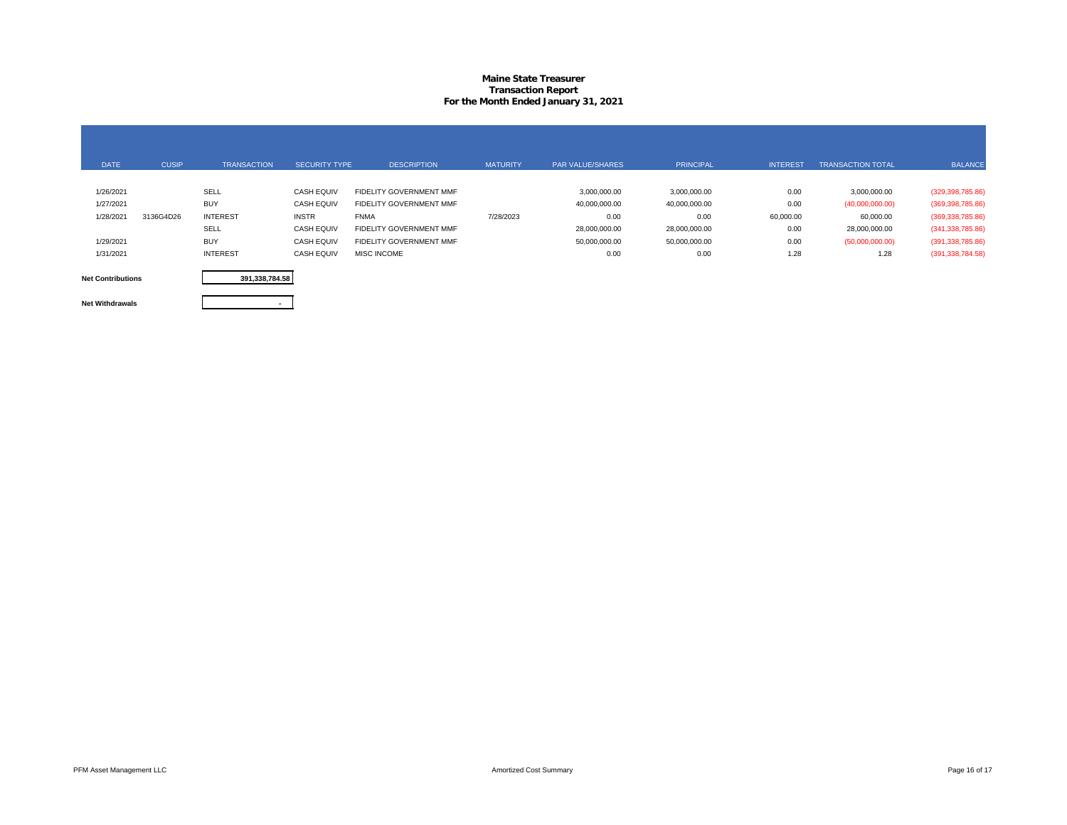# Maine State Treasurer
## Transaction Report
### For the Month Ended January 31, 2021

| DATE | CUSIP | TRANSACTION | SECURITY TYPE | DESCRIPTION | MATURITY | PAR VALUE/SHARES | PRINCIPAL | INTEREST | TRANSACTION TOTAL | BALANCE |
|---|---|---|---|---|---|---|---|---|---|---|
| 1/26/2021 | | SELL | CASH EQUIV | FIDELITY GOVERNMENT MMF | | 3,000,000.00 | 3,000,000.00 | 0.00 | 3,000,000.00 | (329,398,785.86) |
| 1/27/2021 | | BUY | CASH EQUIV | FIDELITY GOVERNMENT MMF | | 40,000,000.00 | 40,000,000.00 | 0.00 | (40,000,000.00) | (369,398,785.86) |
| 1/28/2021 | 3136G4D26 | INTEREST | INSTR | FNMA | 7/28/2023 | 0.00 | 0.00 | 60,000.00 | 60,000.00 | (369,338,785.86) |
| | | SELL | CASH EQUIV | FIDELITY GOVERNMENT MMF | | 28,000,000.00 | 28,000,000.00 | 0.00 | 28,000,000.00 | (341,338,785.86) |
| 1/29/2021 | | BUY | CASH EQUIV | FIDELITY GOVERNMENT MMF | | 50,000,000.00 | 50,000,000.00 | 0.00 | (50,000,000.00) | (391,338,785.86) |
| 1/31/2021 | | INTEREST | CASH EQUIV | MISC INCOME | | 0.00 | 0.00 | 1.28 | 1.28 | (391,338,784.58) |

| | |
|---|---|
| **Net Contributions** | 391,338,784.58 |
| **Net Withdrawals** | - |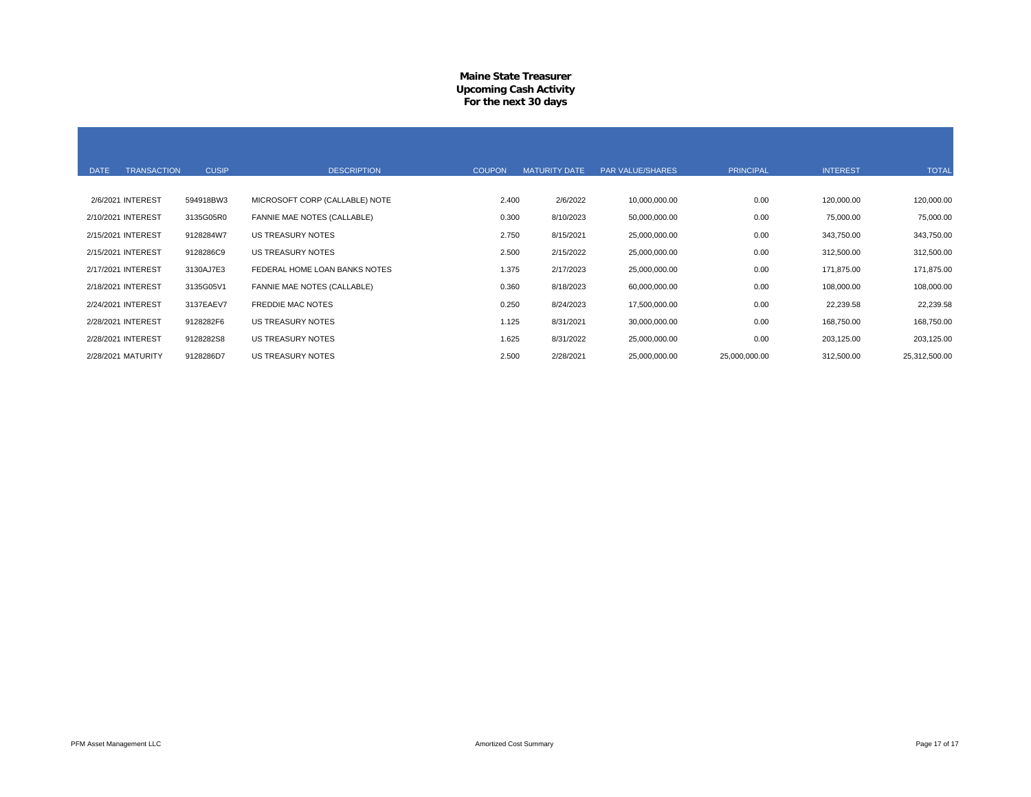**Maine State Treasurer**
**Upcoming Cash Activity**
**For the next 30 days**

| DATE | TRANSACTION | CUSIP | DESCRIPTION | COUPON | MATURITY DATE | PAR VALUE/SHARES | PRINCIPAL | INTEREST | TOTAL |
|---|---|---|---|---|---|---|---|---|---|
| 2/6/2021 | INTEREST | 594918BW3 | MICROSOFT CORP (CALLABLE) NOTE | 2.400 | 2/6/2022 | 10,000,000.00 | 0.00 | 120,000.00 | 120,000.00 |
| 2/10/2021 | INTEREST | 3135G05R0 | FANNIE MAE NOTES (CALLABLE) | 0.300 | 8/10/2023 | 50,000,000.00 | 0.00 | 75,000.00 | 75,000.00 |
| 2/15/2021 | INTEREST | 9128284W7 | US TREASURY NOTES | 2.750 | 8/15/2021 | 25,000,000.00 | 0.00 | 343,750.00 | 343,750.00 |
| 2/15/2021 | INTEREST | 9128286C9 | US TREASURY NOTES | 2.500 | 2/15/2022 | 25,000,000.00 | 0.00 | 312,500.00 | 312,500.00 |
| 2/17/2021 | INTEREST | 3130AJ7E3 | FEDERAL HOME LOAN BANKS NOTES | 1.375 | 2/17/2023 | 25,000,000.00 | 0.00 | 171,875.00 | 171,875.00 |
| 2/18/2021 | INTEREST | 3135G05V1 | FANNIE MAE NOTES (CALLABLE) | 0.360 | 8/18/2023 | 60,000,000.00 | 0.00 | 108,000.00 | 108,000.00 |
| 2/24/2021 | INTEREST | 3137EAEV7 | FREDDIE MAC NOTES | 0.250 | 8/24/2023 | 17,500,000.00 | 0.00 | 22,239.58 | 22,239.58 |
| 2/28/2021 | INTEREST | 9128282F6 | US TREASURY NOTES | 1.125 | 8/31/2021 | 30,000,000.00 | 0.00 | 168,750.00 | 168,750.00 |
| 2/28/2021 | INTEREST | 9128282S8 | US TREASURY NOTES | 1.625 | 8/31/2022 | 25,000,000.00 | 0.00 | 203,125.00 | 203,125.00 |
| 2/28/2021 | MATURITY | 9128286D7 | US TREASURY NOTES | 2.500 | 2/28/2021 | 25,000,000.00 | 25,000,000.00 | 312,500.00 | 25,312,500.00 |